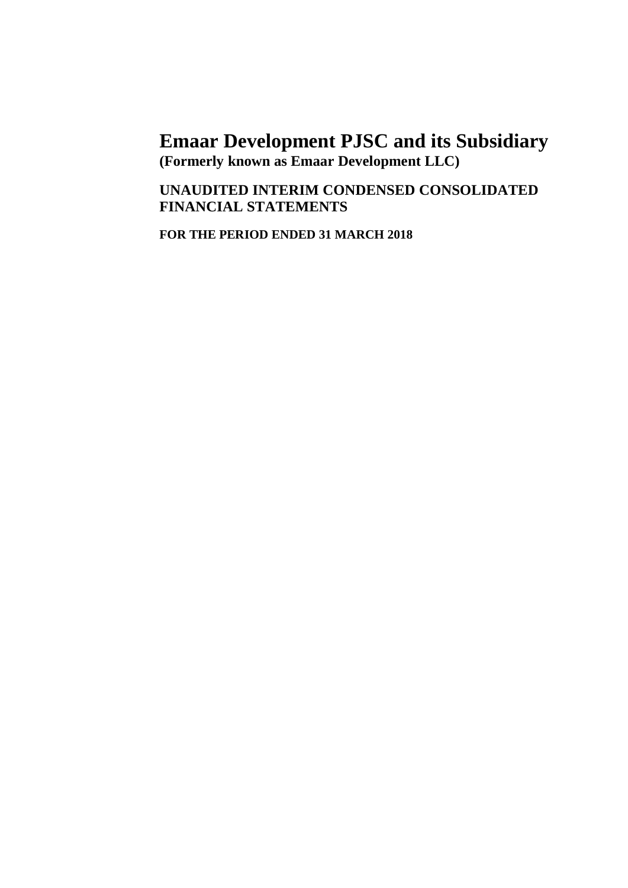# Emaar Development PJSC and its Subsidiary

**(Formerly known as Emaar Development LLC)**

**UNAUDITED INTERIM CONDENSED CONSOLIDATED FINANCIAL STATEMENTS**

**FOR THE PERIOD ENDED 31 MARCH 2018**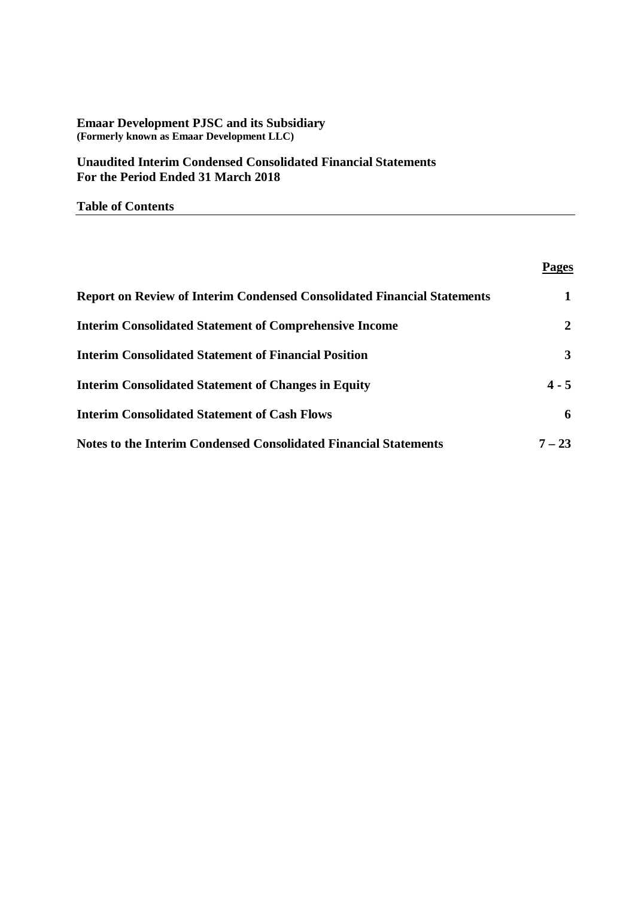**Emaar Development PJSC and its Subsidiary**
**(Formerly known as Emaar Development LLC)**

**Unaudited Interim Condensed Consolidated Financial Statements**
**For the Period Ended 31 March 2018**

**Table of Contents**

| | Pages |
|---|---|
| **Report on Review of Interim Condensed Consolidated Financial Statements** | **1** |
| **Interim Consolidated Statement of Comprehensive Income** | **2** |
| **Interim Consolidated Statement of Financial Position** | **3** |
| **Interim Consolidated Statement of Changes in Equity** | **4 - 5** |
| **Interim Consolidated Statement of Cash Flows** | **6** |
| **Notes to the Interim Condensed Consolidated Financial Statements** | **7 – 23** |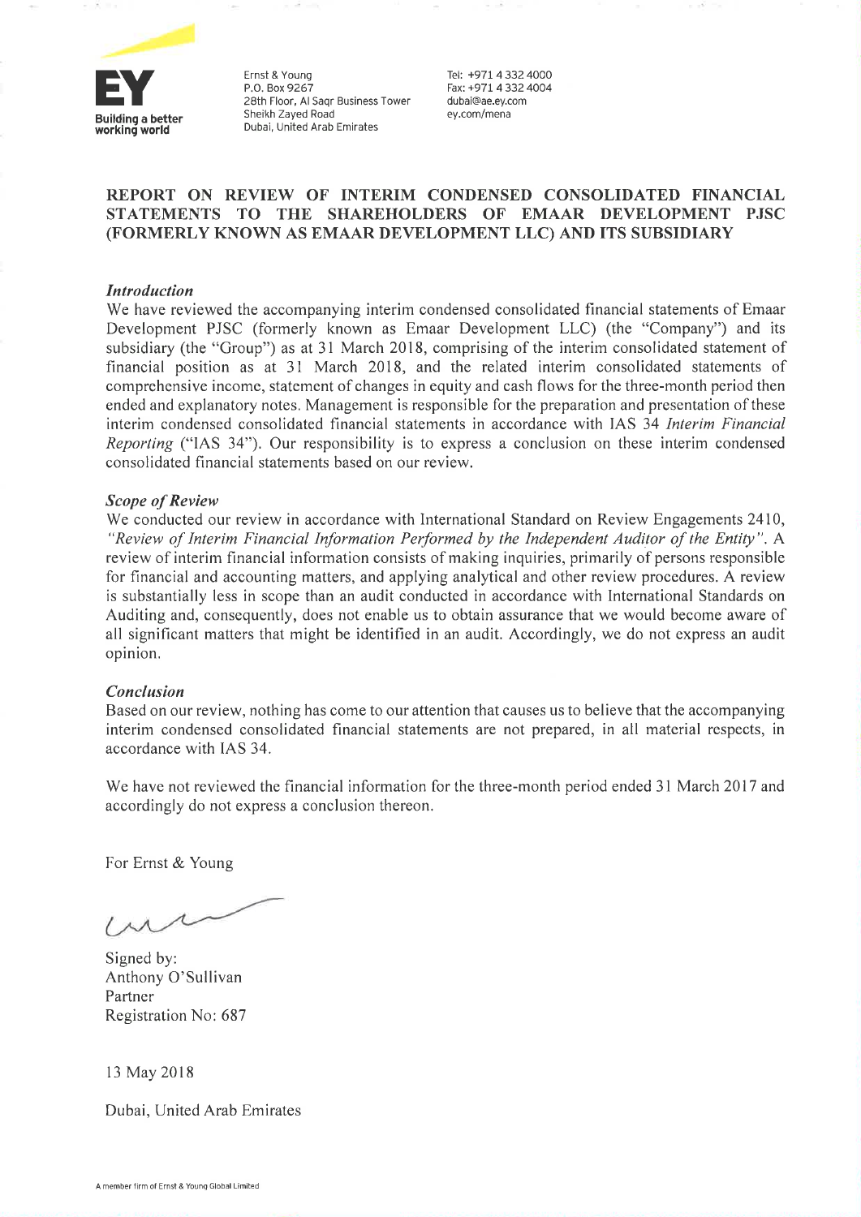Ernst & Young
P.O. Box 9267
28th Floor, Al Saqr Business Tower
Sheikh Zayed Road
Dubai, United Arab Emirates

Tel: +971 4 332 4000
Fax: +971 4 332 4004
dubai@ae.ey.com
ey.com/mena

## REPORT ON REVIEW OF INTERIM CONDENSED CONSOLIDATED FINANCIAL STATEMENTS TO THE SHAREHOLDERS OF EMAAR DEVELOPMENT PJSC (FORMERLY KNOWN AS EMAAR DEVELOPMENT LLC) AND ITS SUBSIDIARY

### *Introduction*

We have reviewed the accompanying interim condensed consolidated financial statements of Emaar Development PJSC (formerly known as Emaar Development LLC) (the "Company") and its subsidiary (the "Group") as at 31 March 2018, comprising of the interim consolidated statement of financial position as at 31 March 2018, and the related interim consolidated statements of comprehensive income, statement of changes in equity and cash flows for the three-month period then ended and explanatory notes. Management is responsible for the preparation and presentation of these interim condensed consolidated financial statements in accordance with IAS 34 *Interim Financial Reporting* ("IAS 34"). Our responsibility is to express a conclusion on these interim condensed consolidated financial statements based on our review.

### *Scope of Review*

We conducted our review in accordance with International Standard on Review Engagements 2410, *"Review of Interim Financial Information Performed by the Independent Auditor of the Entity"*. A review of interim financial information consists of making inquiries, primarily of persons responsible for financial and accounting matters, and applying analytical and other review procedures. A review is substantially less in scope than an audit conducted in accordance with International Standards on Auditing and, consequently, does not enable us to obtain assurance that we would become aware of all significant matters that might be identified in an audit. Accordingly, we do not express an audit opinion.

### *Conclusion*

Based on our review, nothing has come to our attention that causes us to believe that the accompanying interim condensed consolidated financial statements are not prepared, in all material respects, in accordance with IAS 34.

We have not reviewed the financial information for the three-month period ended 31 March 2017 and accordingly do not express a conclusion thereon.

For Ernst & Young

Signed by:
Anthony O'Sullivan
Partner
Registration No: 687

13 May 2018

Dubai, United Arab Emirates

A member firm of Ernst & Young Global Limited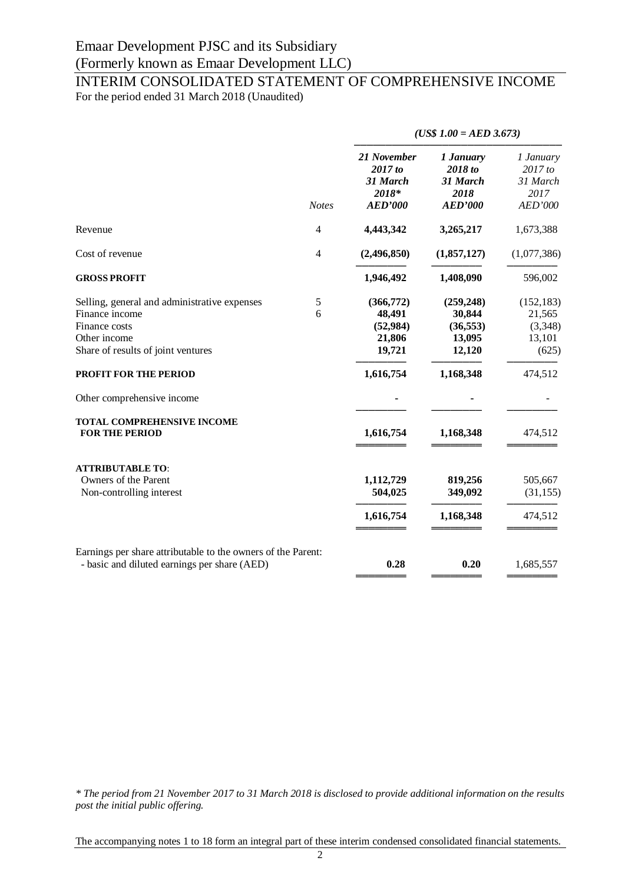# Emaar Development PJSC and its Subsidiary
(Formerly known as Emaar Development LLC)

## INTERIM CONSOLIDATED STATEMENT OF COMPREHENSIVE INCOME
For the period ended 31 March 2018 (Unaudited)

| | | *(US$ 1.00 = AED 3.673)* | | |
|---|---|---|---|---|
| | *Notes* | ***21 November 2017 to 31 March 2018**** ***AED'000*** | ***1 January 2018 to 31 March 2018*** ***AED'000*** | *1 January 2017 to 31 March 2017* *AED'000* |
| Revenue | 4 | **4,443,342** | **3,265,217** | 1,673,388 |
| Cost of revenue | 4 | **(2,496,850)** | **(1,857,127)** | (1,077,386) |
| **GROSS PROFIT** | | **1,946,492** | **1,408,090** | 596,002 |
| Selling, general and administrative expenses | 5 | **(366,772)** | **(259,248)** | (152,183) |
| Finance income | 6 | **48,491** | **30,844** | 21,565 |
| Finance costs | | **(52,984)** | **(36,553)** | (3,348) |
| Other income | | **21,806** | **13,095** | 13,101 |
| Share of results of joint ventures | | **19,721** | **12,120** | (625) |
| **PROFIT FOR THE PERIOD** | | **1,616,754** | **1,168,348** | 474,512 |
| Other comprehensive income | | **-** | **-** | - |
| **TOTAL COMPREHENSIVE INCOME FOR THE PERIOD** | | **1,616,754** | **1,168,348** | 474,512 |
| **ATTRIBUTABLE TO**: | | | | |
| Owners of the Parent | | **1,112,729** | **819,256** | 505,667 |
| Non-controlling interest | | **504,025** | **349,092** | (31,155) |
| | | **1,616,754** | **1,168,348** | 474,512 |
| Earnings per share attributable to the owners of the Parent: - basic and diluted earnings per share (AED) | | **0.28** | **0.20** | 1,685,557 |

*\* The period from 21 November 2017 to 31 March 2018 is disclosed to provide additional information on the results post the initial public offering.*

The accompanying notes 1 to 18 form an integral part of these interim condensed consolidated financial statements.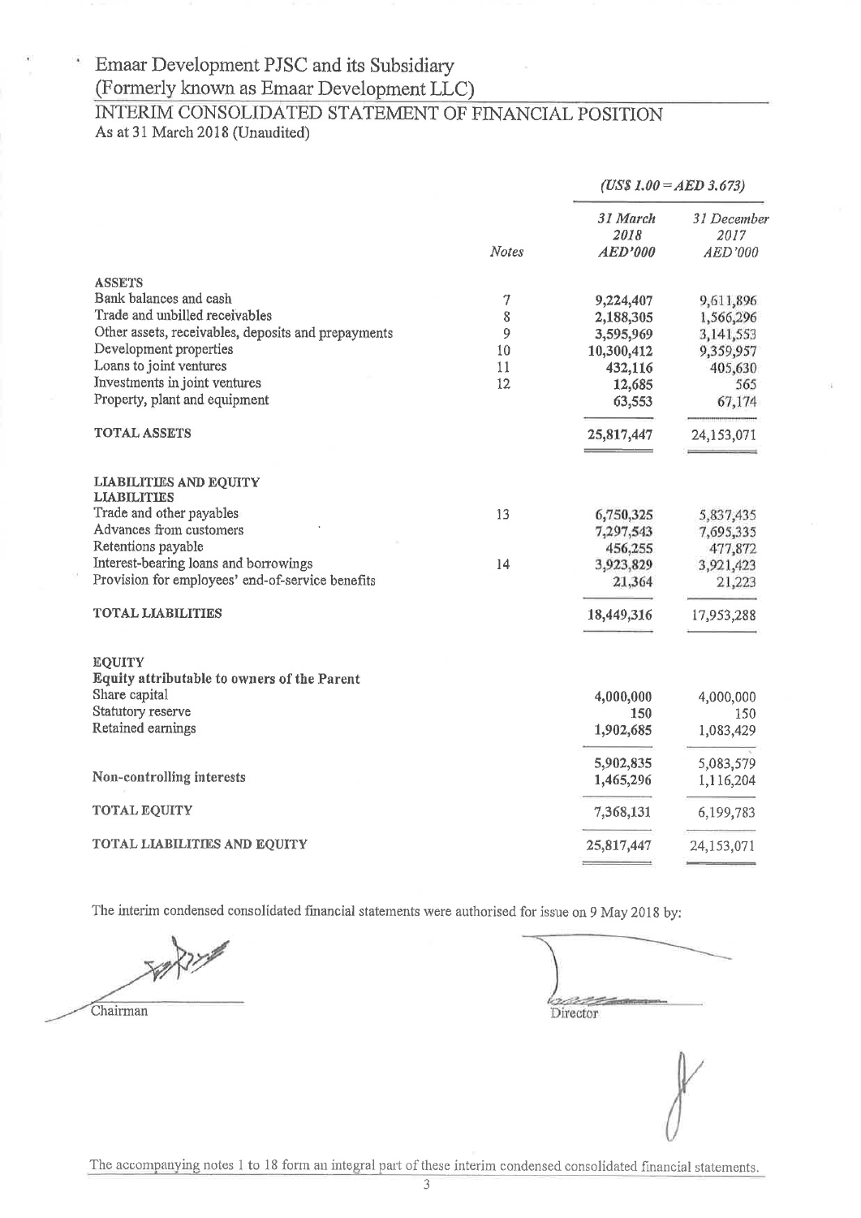# Emaar Development PJSC and its Subsidiary
## (Formerly known as Emaar Development LLC)

## INTERIM CONSOLIDATED STATEMENT OF FINANCIAL POSITION
As at 31 March 2018 (Unaudited)

| | | *(US$ 1.00 = AED 3.673)* | |
|---|---|---|---|
| | *Notes* | *31 March 2018 AED'000* | *31 December 2017 AED'000* |
| **ASSETS** | | | |
| Bank balances and cash | 7 | 9,224,407 | 9,611,896 |
| Trade and unbilled receivables | 8 | 2,188,305 | 1,566,296 |
| Other assets, receivables, deposits and prepayments | 9 | 3,595,969 | 3,141,553 |
| Development properties | 10 | 10,300,412 | 9,359,957 |
| Loans to joint ventures | 11 | 432,116 | 405,630 |
| Investments in joint ventures | 12 | 12,685 | 565 |
| Property, plant and equipment | | 63,553 | 67,174 |
| **TOTAL ASSETS** | | 25,817,447 | 24,153,071 |
| **LIABILITIES AND EQUITY** | | | |
| **LIABILITIES** | | | |
| Trade and other payables | 13 | 6,750,325 | 5,837,435 |
| Advances from customers | | 7,297,543 | 7,695,335 |
| Retentions payable | | 456,255 | 477,872 |
| Interest-bearing loans and borrowings | 14 | 3,923,829 | 3,921,423 |
| Provision for employees' end-of-service benefits | | 21,364 | 21,223 |
| **TOTAL LIABILITIES** | | 18,449,316 | 17,953,288 |
| **EQUITY** | | | |
| **Equity attributable to owners of the Parent** | | | |
| Share capital | | 4,000,000 | 4,000,000 |
| Statutory reserve | | 150 | 150 |
| Retained earnings | | 1,902,685 | 1,083,429 |
| | | 5,902,835 | 5,083,579 |
| **Non-controlling interests** | | 1,465,296 | 1,116,204 |
| **TOTAL EQUITY** | | 7,368,131 | 6,199,783 |
| **TOTAL LIABILITIES AND EQUITY** | | 25,817,447 | 24,153,071 |

The interim condensed consolidated financial statements were authorised for issue on 9 May 2018 by:

Chairman

Director

The accompanying notes 1 to 18 form an integral part of these interim condensed consolidated financial statements.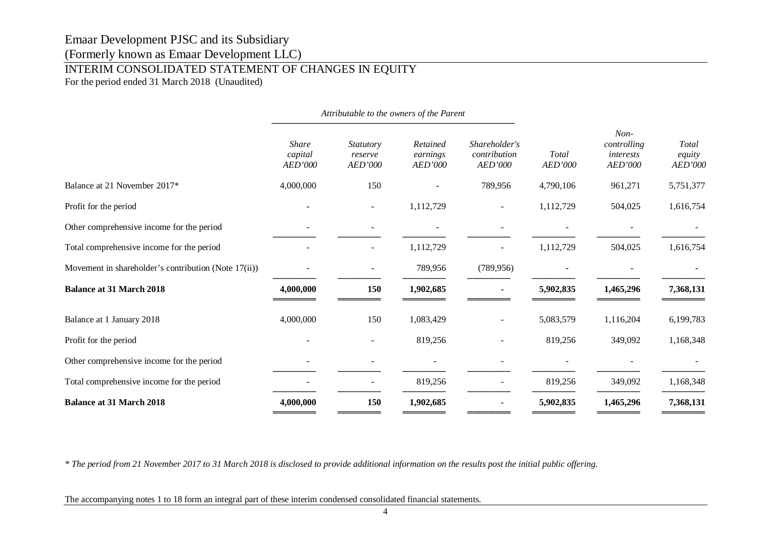# Emaar Development PJSC and its Subsidiary

(Formerly known as Emaar Development LLC)

## INTERIM CONSOLIDATED STATEMENT OF CHANGES IN EQUITY

For the period ended 31 March 2018 (Unaudited)

| | *Attributable to the owners of the Parent* | | | | | | |
|---|---|---|---|---|---|---|---|
| | *Share capital AED'000* | *Statutory reserve AED'000* | *Retained earnings AED'000* | *Shareholder's contribution AED'000* | *Total AED'000* | *Non-controlling interests AED'000* | *Total equity AED'000* |
| Balance at 21 November 2017* | 4,000,000 | 150 | - | 789,956 | 4,790,106 | 961,271 | 5,751,377 |
| Profit for the period | - | - | 1,112,729 | - | 1,112,729 | 504,025 | 1,616,754 |
| Other comprehensive income for the period | - | - | - | - | - | - | - |
| Total comprehensive income for the period | - | - | 1,112,729 | - | 1,112,729 | 504,025 | 1,616,754 |
| Movement in shareholder's contribution (Note 17(ii)) | - | - | 789,956 | (789,956) | - | - | - |
| **Balance at 31 March 2018** | **4,000,000** | **150** | **1,902,685** | **-** | **5,902,835** | **1,465,296** | **7,368,131** |
| Balance at 1 January 2018 | 4,000,000 | 150 | 1,083,429 | - | 5,083,579 | 1,116,204 | 6,199,783 |
| Profit for the period | - | - | 819,256 | - | 819,256 | 349,092 | 1,168,348 |
| Other comprehensive income for the period | - | - | - | - | - | - | - |
| Total comprehensive income for the period | - | - | 819,256 | - | 819,256 | 349,092 | 1,168,348 |
| **Balance at 31 March 2018** | **4,000,000** | **150** | **1,902,685** | **-** | **5,902,835** | **1,465,296** | **7,368,131** |

*\* The period from 21 November 2017 to 31 March 2018 is disclosed to provide additional information on the results post the initial public offering.*

The accompanying notes 1 to 18 form an integral part of these interim condensed consolidated financial statements.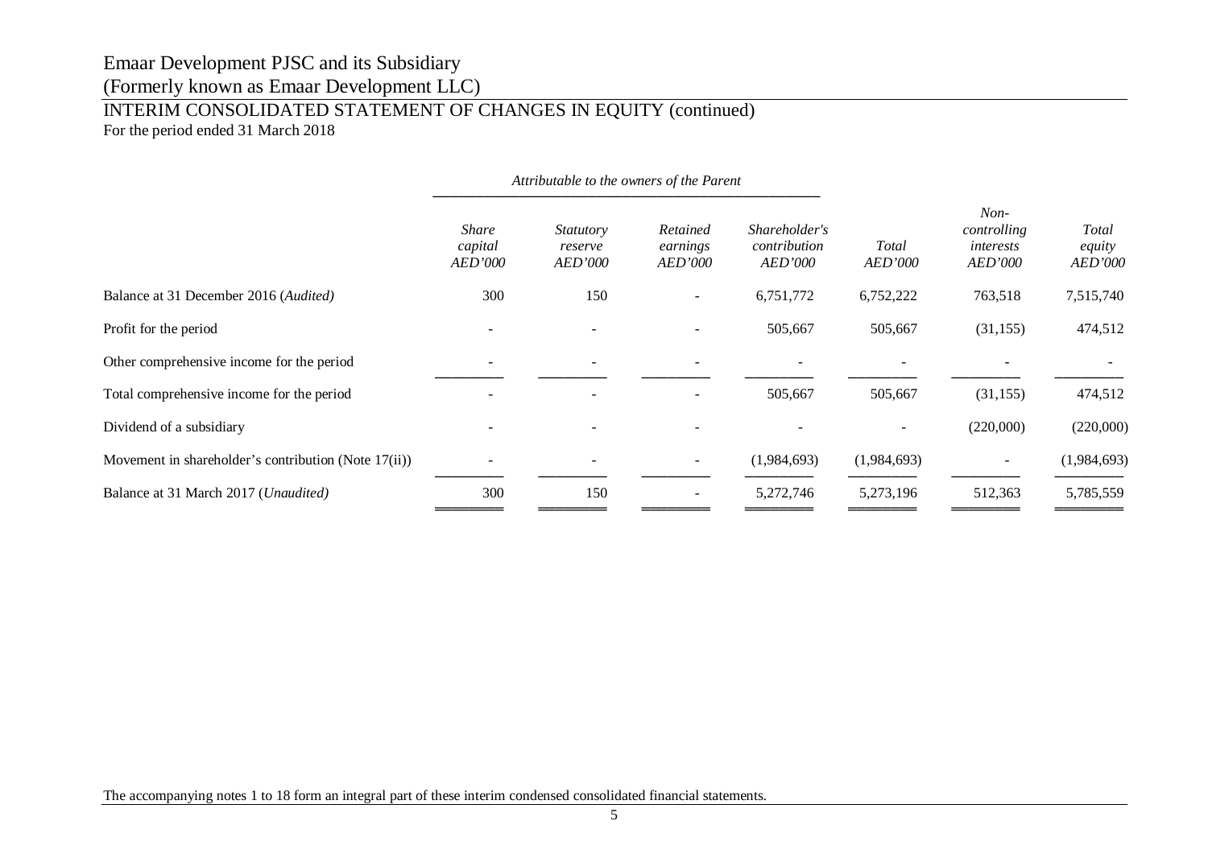# Emaar Development PJSC and its Subsidiary

(Formerly known as Emaar Development LLC)

## INTERIM CONSOLIDATED STATEMENT OF CHANGES IN EQUITY (continued)

For the period ended 31 March 2018

| | *Attributable to the owners of the Parent* | | | | | | |
|---|---|---|---|---|---|---|---|
| | *Share capital AED'000* | *Statutory reserve AED'000* | *Retained earnings AED'000* | *Shareholder's contribution AED'000* | *Total AED'000* | *Non-controlling interests AED'000* | *Total equity AED'000* |
| Balance at 31 December 2016 (*Audited*) | 300 | 150 | - | 6,751,772 | 6,752,222 | 763,518 | 7,515,740 |
| Profit for the period | - | - | - | 505,667 | 505,667 | (31,155) | 474,512 |
| Other comprehensive income for the period | - | - | - | - | - | - | - |
| Total comprehensive income for the period | - | - | - | 505,667 | 505,667 | (31,155) | 474,512 |
| Dividend of a subsidiary | - | - | - | - | - | (220,000) | (220,000) |
| Movement in shareholder's contribution (Note 17(ii)) | - | - | - | (1,984,693) | (1,984,693) | - | (1,984,693) |
| Balance at 31 March 2017 (*Unaudited*) | 300 | 150 | - | 5,272,746 | 5,273,196 | 512,363 | 5,785,559 |

The accompanying notes 1 to 18 form an integral part of these interim condensed consolidated financial statements.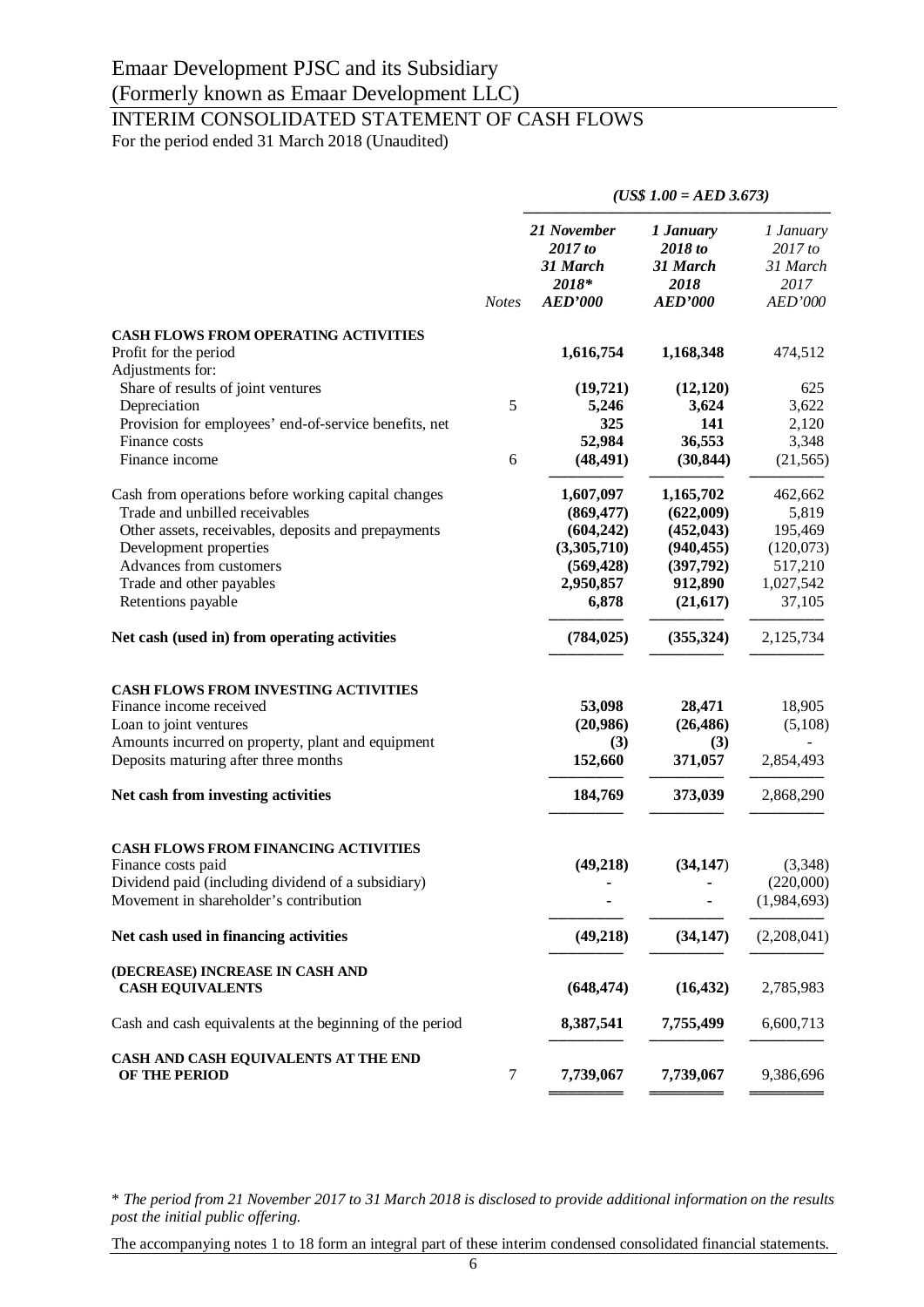# Emaar Development PJSC and its Subsidiary

(Formerly known as Emaar Development LLC)

## INTERIM CONSOLIDATED STATEMENT OF CASH FLOWS

For the period ended 31 March 2018 (Unaudited)

| | | *(US$ 1.00 = AED 3.673)* | | |
|---|---|---|---|---|
| | *Notes* | ***21 November 2017 to 31 March 2018\**** ***AED'000*** | ***1 January 2018 to 31 March 2018*** ***AED'000*** | *1 January 2017 to 31 March 2017* *AED'000* |
| **CASH FLOWS FROM OPERATING ACTIVITIES** | | | | |
| Profit for the period | | **1,616,754** | **1,168,348** | 474,512 |
| Adjustments for: | | | | |
| Share of results of joint ventures | | **(19,721)** | **(12,120)** | 625 |
| Depreciation | 5 | **5,246** | **3,624** | 3,622 |
| Provision for employees' end-of-service benefits, net | | **325** | **141** | 2,120 |
| Finance costs | | **52,984** | **36,553** | 3,348 |
| Finance income | 6 | **(48,491)** | **(30,844)** | (21,565) |
| Cash from operations before working capital changes | | **1,607,097** | **1,165,702** | 462,662 |
| Trade and unbilled receivables | | **(869,477)** | **(622,009)** | 5,819 |
| Other assets, receivables, deposits and prepayments | | **(604,242)** | **(452,043)** | 195,469 |
| Development properties | | **(3,305,710)** | **(940,455)** | (120,073) |
| Advances from customers | | **(569,428)** | **(397,792)** | 517,210 |
| Trade and other payables | | **2,950,857** | **912,890** | 1,027,542 |
| Retentions payable | | **6,878** | **(21,617)** | 37,105 |
| **Net cash (used in) from operating activities** | | **(784,025)** | **(355,324)** | 2,125,734 |
| **CASH FLOWS FROM INVESTING ACTIVITIES** | | | | |
| Finance income received | | **53,098** | **28,471** | 18,905 |
| Loan to joint ventures | | **(20,986)** | **(26,486)** | (5,108) |
| Amounts incurred on property, plant and equipment | | **(3)** | **(3)** | - |
| Deposits maturing after three months | | **152,660** | **371,057** | 2,854,493 |
| **Net cash from investing activities** | | **184,769** | **373,039** | 2,868,290 |
| **CASH FLOWS FROM FINANCING ACTIVITIES** | | | | |
| Finance costs paid | | **(49,218)** | **(34,147)** | (3,348) |
| Dividend paid (including dividend of a subsidiary) | | **-** | **-** | (220,000) |
| Movement in shareholder's contribution | | **-** | **-** | (1,984,693) |
| **Net cash used in financing activities** | | **(49,218)** | **(34,147)** | (2,208,041) |
| **(DECREASE) INCREASE IN CASH AND CASH EQUIVALENTS** | | **(648,474)** | **(16,432)** | 2,785,983 |
| Cash and cash equivalents at the beginning of the period | | **8,387,541** | **7,755,499** | 6,600,713 |
| **CASH AND CASH EQUIVALENTS AT THE END OF THE PERIOD** | 7 | **7,739,067** | **7,739,067** | 9,386,696 |

\* *The period from 21 November 2017 to 31 March 2018 is disclosed to provide additional information on the results post the initial public offering.*

The accompanying notes 1 to 18 form an integral part of these interim condensed consolidated financial statements.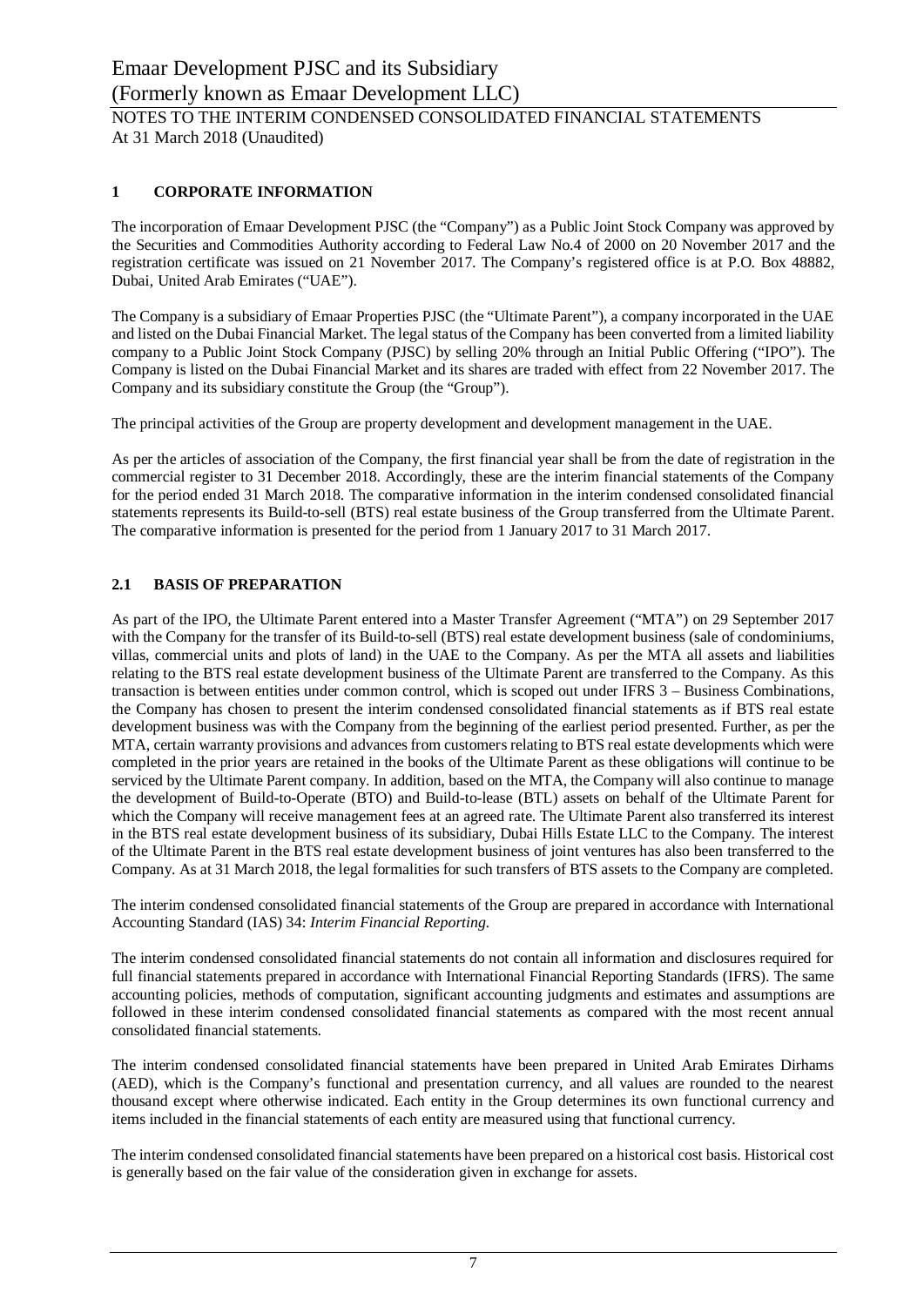## 1 CORPORATE INFORMATION

The incorporation of Emaar Development PJSC (the "Company") as a Public Joint Stock Company was approved by the Securities and Commodities Authority according to Federal Law No.4 of 2000 on 20 November 2017 and the registration certificate was issued on 21 November 2017. The Company's registered office is at P.O. Box 48882, Dubai, United Arab Emirates ("UAE").

The Company is a subsidiary of Emaar Properties PJSC (the "Ultimate Parent"), a company incorporated in the UAE and listed on the Dubai Financial Market. The legal status of the Company has been converted from a limited liability company to a Public Joint Stock Company (PJSC) by selling 20% through an Initial Public Offering ("IPO"). The Company is listed on the Dubai Financial Market and its shares are traded with effect from 22 November 2017. The Company and its subsidiary constitute the Group (the "Group").

The principal activities of the Group are property development and development management in the UAE.

As per the articles of association of the Company, the first financial year shall be from the date of registration in the commercial register to 31 December 2018. Accordingly, these are the interim financial statements of the Company for the period ended 31 March 2018. The comparative information in the interim condensed consolidated financial statements represents its Build-to-sell (BTS) real estate business of the Group transferred from the Ultimate Parent. The comparative information is presented for the period from 1 January 2017 to 31 March 2017.

## 2.1 BASIS OF PREPARATION

As part of the IPO, the Ultimate Parent entered into a Master Transfer Agreement ("MTA") on 29 September 2017 with the Company for the transfer of its Build-to-sell (BTS) real estate development business (sale of condominiums, villas, commercial units and plots of land) in the UAE to the Company. As per the MTA all assets and liabilities relating to the BTS real estate development business of the Ultimate Parent are transferred to the Company. As this transaction is between entities under common control, which is scoped out under IFRS 3 – Business Combinations, the Company has chosen to present the interim condensed consolidated financial statements as if BTS real estate development business was with the Company from the beginning of the earliest period presented. Further, as per the MTA, certain warranty provisions and advances from customers relating to BTS real estate developments which were completed in the prior years are retained in the books of the Ultimate Parent as these obligations will continue to be serviced by the Ultimate Parent company. In addition, based on the MTA, the Company will also continue to manage the development of Build-to-Operate (BTO) and Build-to-lease (BTL) assets on behalf of the Ultimate Parent for which the Company will receive management fees at an agreed rate. The Ultimate Parent also transferred its interest in the BTS real estate development business of its subsidiary, Dubai Hills Estate LLC to the Company. The interest of the Ultimate Parent in the BTS real estate development business of joint ventures has also been transferred to the Company. As at 31 March 2018, the legal formalities for such transfers of BTS assets to the Company are completed.

The interim condensed consolidated financial statements of the Group are prepared in accordance with International Accounting Standard (IAS) 34: *Interim Financial Reporting.*

The interim condensed consolidated financial statements do not contain all information and disclosures required for full financial statements prepared in accordance with International Financial Reporting Standards (IFRS). The same accounting policies, methods of computation, significant accounting judgments and estimates and assumptions are followed in these interim condensed consolidated financial statements as compared with the most recent annual consolidated financial statements.

The interim condensed consolidated financial statements have been prepared in United Arab Emirates Dirhams (AED), which is the Company's functional and presentation currency, and all values are rounded to the nearest thousand except where otherwise indicated. Each entity in the Group determines its own functional currency and items included in the financial statements of each entity are measured using that functional currency.

The interim condensed consolidated financial statements have been prepared on a historical cost basis. Historical cost is generally based on the fair value of the consideration given in exchange for assets.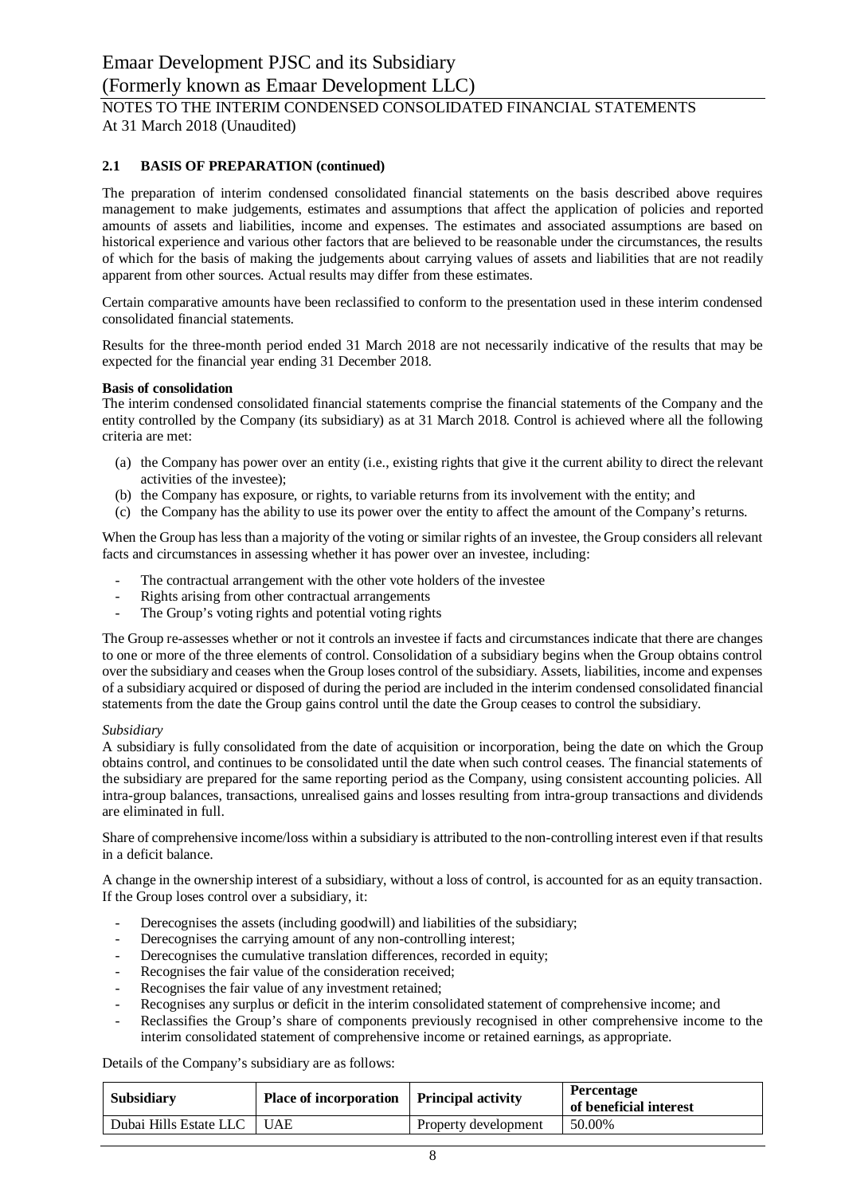## 2.1 BASIS OF PREPARATION (continued)

The preparation of interim condensed consolidated financial statements on the basis described above requires management to make judgements, estimates and assumptions that affect the application of policies and reported amounts of assets and liabilities, income and expenses. The estimates and associated assumptions are based on historical experience and various other factors that are believed to be reasonable under the circumstances, the results of which for the basis of making the judgements about carrying values of assets and liabilities that are not readily apparent from other sources. Actual results may differ from these estimates.

Certain comparative amounts have been reclassified to conform to the presentation used in these interim condensed consolidated financial statements.

Results for the three-month period ended 31 March 2018 are not necessarily indicative of the results that may be expected for the financial year ending 31 December 2018.

**Basis of consolidation**

The interim condensed consolidated financial statements comprise the financial statements of the Company and the entity controlled by the Company (its subsidiary) as at 31 March 2018. Control is achieved where all the following criteria are met:

(a) the Company has power over an entity (i.e., existing rights that give it the current ability to direct the relevant activities of the investee);
(b) the Company has exposure, or rights, to variable returns from its involvement with the entity; and
(c) the Company has the ability to use its power over the entity to affect the amount of the Company's returns.

When the Group has less than a majority of the voting or similar rights of an investee, the Group considers all relevant facts and circumstances in assessing whether it has power over an investee, including:

- The contractual arrangement with the other vote holders of the investee
- Rights arising from other contractual arrangements
- The Group's voting rights and potential voting rights

The Group re-assesses whether or not it controls an investee if facts and circumstances indicate that there are changes to one or more of the three elements of control. Consolidation of a subsidiary begins when the Group obtains control over the subsidiary and ceases when the Group loses control of the subsidiary. Assets, liabilities, income and expenses of a subsidiary acquired or disposed of during the period are included in the interim condensed consolidated financial statements from the date the Group gains control until the date the Group ceases to control the subsidiary.

*Subsidiary*

A subsidiary is fully consolidated from the date of acquisition or incorporation, being the date on which the Group obtains control, and continues to be consolidated until the date when such control ceases. The financial statements of the subsidiary are prepared for the same reporting period as the Company, using consistent accounting policies. All intra-group balances, transactions, unrealised gains and losses resulting from intra-group transactions and dividends are eliminated in full.

Share of comprehensive income/loss within a subsidiary is attributed to the non-controlling interest even if that results in a deficit balance.

A change in the ownership interest of a subsidiary, without a loss of control, is accounted for as an equity transaction. If the Group loses control over a subsidiary, it:

- Derecognises the assets (including goodwill) and liabilities of the subsidiary;
- Derecognises the carrying amount of any non-controlling interest;
- Derecognises the cumulative translation differences, recorded in equity;
- Recognises the fair value of the consideration received;
- Recognises the fair value of any investment retained;
- Recognises any surplus or deficit in the interim consolidated statement of comprehensive income; and
- Reclassifies the Group's share of components previously recognised in other comprehensive income to the interim consolidated statement of comprehensive income or retained earnings, as appropriate.

Details of the Company's subsidiary are as follows:

| Subsidiary | Place of incorporation | Principal activity | Percentage of beneficial interest |
|---|---|---|---|
| Dubai Hills Estate LLC | UAE | Property development | 50.00% |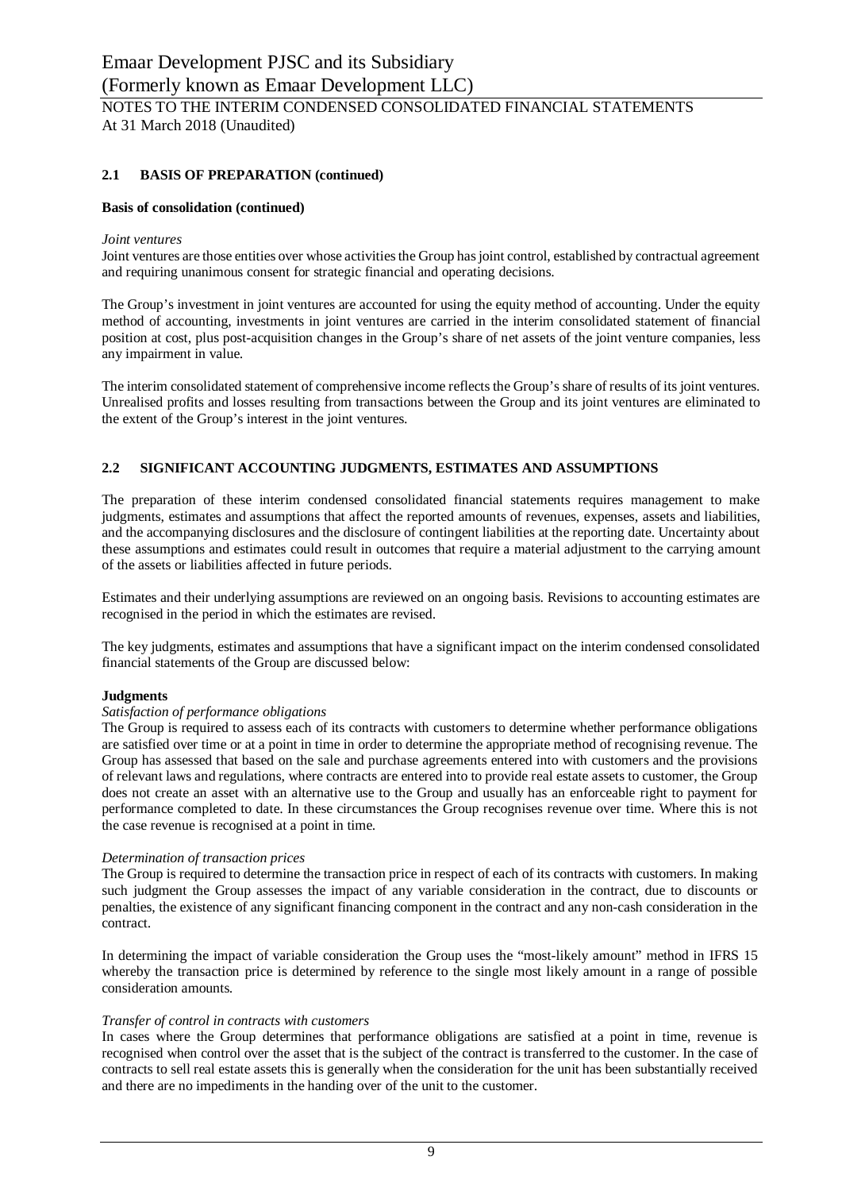## 2.1 BASIS OF PREPARATION (continued)

**Basis of consolidation (continued)**

*Joint ventures*

Joint ventures are those entities over whose activities the Group has joint control, established by contractual agreement and requiring unanimous consent for strategic financial and operating decisions.

The Group's investment in joint ventures are accounted for using the equity method of accounting. Under the equity method of accounting, investments in joint ventures are carried in the interim consolidated statement of financial position at cost, plus post-acquisition changes in the Group's share of net assets of the joint venture companies, less any impairment in value.

The interim consolidated statement of comprehensive income reflects the Group's share of results of its joint ventures. Unrealised profits and losses resulting from transactions between the Group and its joint ventures are eliminated to the extent of the Group's interest in the joint ventures.

## 2.2 SIGNIFICANT ACCOUNTING JUDGMENTS, ESTIMATES AND ASSUMPTIONS

The preparation of these interim condensed consolidated financial statements requires management to make judgments, estimates and assumptions that affect the reported amounts of revenues, expenses, assets and liabilities, and the accompanying disclosures and the disclosure of contingent liabilities at the reporting date. Uncertainty about these assumptions and estimates could result in outcomes that require a material adjustment to the carrying amount of the assets or liabilities affected in future periods.

Estimates and their underlying assumptions are reviewed on an ongoing basis. Revisions to accounting estimates are recognised in the period in which the estimates are revised.

The key judgments, estimates and assumptions that have a significant impact on the interim condensed consolidated financial statements of the Group are discussed below:

**Judgments**

*Satisfaction of performance obligations*

The Group is required to assess each of its contracts with customers to determine whether performance obligations are satisfied over time or at a point in time in order to determine the appropriate method of recognising revenue. The Group has assessed that based on the sale and purchase agreements entered into with customers and the provisions of relevant laws and regulations, where contracts are entered into to provide real estate assets to customer, the Group does not create an asset with an alternative use to the Group and usually has an enforceable right to payment for performance completed to date. In these circumstances the Group recognises revenue over time. Where this is not the case revenue is recognised at a point in time.

*Determination of transaction prices*

The Group is required to determine the transaction price in respect of each of its contracts with customers. In making such judgment the Group assesses the impact of any variable consideration in the contract, due to discounts or penalties, the existence of any significant financing component in the contract and any non-cash consideration in the contract.

In determining the impact of variable consideration the Group uses the "most-likely amount" method in IFRS 15 whereby the transaction price is determined by reference to the single most likely amount in a range of possible consideration amounts.

*Transfer of control in contracts with customers*

In cases where the Group determines that performance obligations are satisfied at a point in time, revenue is recognised when control over the asset that is the subject of the contract is transferred to the customer. In the case of contracts to sell real estate assets this is generally when the consideration for the unit has been substantially received and there are no impediments in the handing over of the unit to the customer.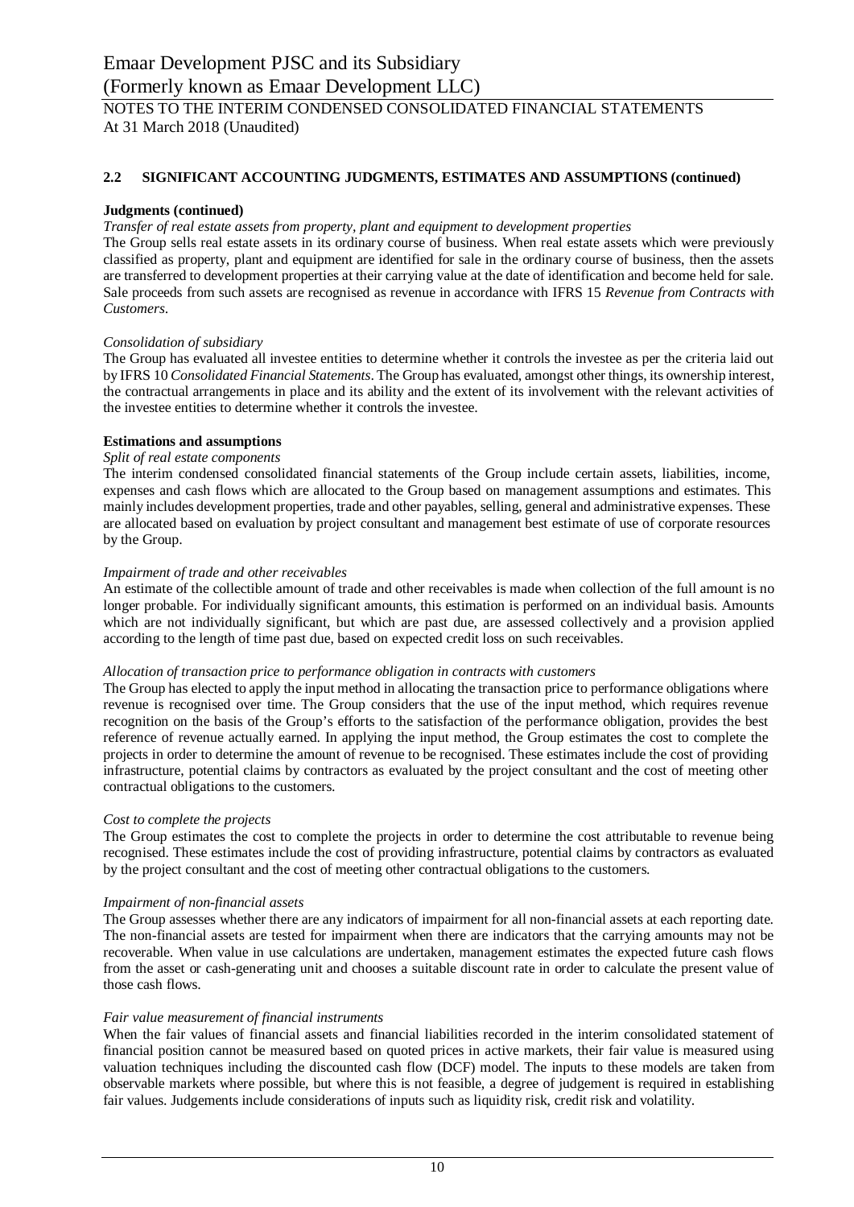## 2.2 SIGNIFICANT ACCOUNTING JUDGMENTS, ESTIMATES AND ASSUMPTIONS (continued)

**Judgments (continued)**

*Transfer of real estate assets from property, plant and equipment to development properties*

The Group sells real estate assets in its ordinary course of business. When real estate assets which were previously classified as property, plant and equipment are identified for sale in the ordinary course of business, then the assets are transferred to development properties at their carrying value at the date of identification and become held for sale. Sale proceeds from such assets are recognised as revenue in accordance with IFRS 15 *Revenue from Contracts with Customers*.

*Consolidation of subsidiary*

The Group has evaluated all investee entities to determine whether it controls the investee as per the criteria laid out by IFRS 10 *Consolidated Financial Statements*. The Group has evaluated, amongst other things, its ownership interest, the contractual arrangements in place and its ability and the extent of its involvement with the relevant activities of the investee entities to determine whether it controls the investee.

**Estimations and assumptions**

*Split of real estate components*

The interim condensed consolidated financial statements of the Group include certain assets, liabilities, income, expenses and cash flows which are allocated to the Group based on management assumptions and estimates. This mainly includes development properties, trade and other payables, selling, general and administrative expenses. These are allocated based on evaluation by project consultant and management best estimate of use of corporate resources by the Group.

*Impairment of trade and other receivables*

An estimate of the collectible amount of trade and other receivables is made when collection of the full amount is no longer probable. For individually significant amounts, this estimation is performed on an individual basis. Amounts which are not individually significant, but which are past due, are assessed collectively and a provision applied according to the length of time past due, based on expected credit loss on such receivables.

*Allocation of transaction price to performance obligation in contracts with customers*

The Group has elected to apply the input method in allocating the transaction price to performance obligations where revenue is recognised over time. The Group considers that the use of the input method, which requires revenue recognition on the basis of the Group's efforts to the satisfaction of the performance obligation, provides the best reference of revenue actually earned. In applying the input method, the Group estimates the cost to complete the projects in order to determine the amount of revenue to be recognised. These estimates include the cost of providing infrastructure, potential claims by contractors as evaluated by the project consultant and the cost of meeting other contractual obligations to the customers.

*Cost to complete the projects*

The Group estimates the cost to complete the projects in order to determine the cost attributable to revenue being recognised. These estimates include the cost of providing infrastructure, potential claims by contractors as evaluated by the project consultant and the cost of meeting other contractual obligations to the customers.

*Impairment of non-financial assets*

The Group assesses whether there are any indicators of impairment for all non-financial assets at each reporting date. The non-financial assets are tested for impairment when there are indicators that the carrying amounts may not be recoverable. When value in use calculations are undertaken, management estimates the expected future cash flows from the asset or cash-generating unit and chooses a suitable discount rate in order to calculate the present value of those cash flows.

*Fair value measurement of financial instruments*

When the fair values of financial assets and financial liabilities recorded in the interim consolidated statement of financial position cannot be measured based on quoted prices in active markets, their fair value is measured using valuation techniques including the discounted cash flow (DCF) model. The inputs to these models are taken from observable markets where possible, but where this is not feasible, a degree of judgement is required in establishing fair values. Judgements include considerations of inputs such as liquidity risk, credit risk and volatility.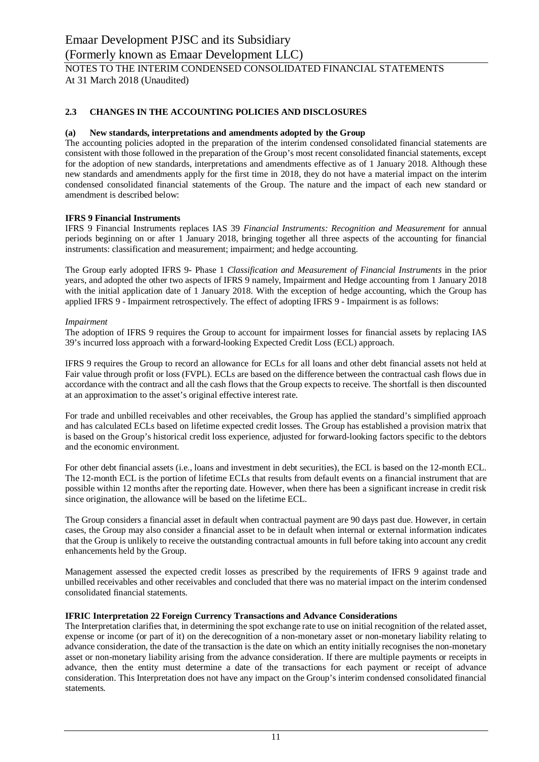## 2.3 CHANGES IN THE ACCOUNTING POLICIES AND DISCLOSURES

### (a) New standards, interpretations and amendments adopted by the Group

The accounting policies adopted in the preparation of the interim condensed consolidated financial statements are consistent with those followed in the preparation of the Group's most recent consolidated financial statements, except for the adoption of new standards, interpretations and amendments effective as of 1 January 2018. Although these new standards and amendments apply for the first time in 2018, they do not have a material impact on the interim condensed consolidated financial statements of the Group. The nature and the impact of each new standard or amendment is described below:

**IFRS 9 Financial Instruments**

IFRS 9 Financial Instruments replaces IAS 39 *Financial Instruments: Recognition and Measurement* for annual periods beginning on or after 1 January 2018, bringing together all three aspects of the accounting for financial instruments: classification and measurement; impairment; and hedge accounting.

The Group early adopted IFRS 9- Phase 1 *Classification and Measurement of Financial Instruments* in the prior years, and adopted the other two aspects of IFRS 9 namely, Impairment and Hedge accounting from 1 January 2018 with the initial application date of 1 January 2018. With the exception of hedge accounting, which the Group has applied IFRS 9 - Impairment retrospectively. The effect of adopting IFRS 9 - Impairment is as follows:

*Impairment*

The adoption of IFRS 9 requires the Group to account for impairment losses for financial assets by replacing IAS 39's incurred loss approach with a forward-looking Expected Credit Loss (ECL) approach.

IFRS 9 requires the Group to record an allowance for ECLs for all loans and other debt financial assets not held at Fair value through profit or loss (FVPL). ECLs are based on the difference between the contractual cash flows due in accordance with the contract and all the cash flows that the Group expects to receive. The shortfall is then discounted at an approximation to the asset's original effective interest rate.

For trade and unbilled receivables and other receivables, the Group has applied the standard's simplified approach and has calculated ECLs based on lifetime expected credit losses. The Group has established a provision matrix that is based on the Group's historical credit loss experience, adjusted for forward-looking factors specific to the debtors and the economic environment.

For other debt financial assets (i.e., loans and investment in debt securities), the ECL is based on the 12-month ECL. The 12-month ECL is the portion of lifetime ECLs that results from default events on a financial instrument that are possible within 12 months after the reporting date. However, when there has been a significant increase in credit risk since origination, the allowance will be based on the lifetime ECL.

The Group considers a financial asset in default when contractual payment are 90 days past due. However, in certain cases, the Group may also consider a financial asset to be in default when internal or external information indicates that the Group is unlikely to receive the outstanding contractual amounts in full before taking into account any credit enhancements held by the Group.

Management assessed the expected credit losses as prescribed by the requirements of IFRS 9 against trade and unbilled receivables and other receivables and concluded that there was no material impact on the interim condensed consolidated financial statements.

**IFRIC Interpretation 22 Foreign Currency Transactions and Advance Considerations**

The Interpretation clarifies that, in determining the spot exchange rate to use on initial recognition of the related asset, expense or income (or part of it) on the derecognition of a non-monetary asset or non-monetary liability relating to advance consideration, the date of the transaction is the date on which an entity initially recognises the non-monetary asset or non-monetary liability arising from the advance consideration. If there are multiple payments or receipts in advance, then the entity must determine a date of the transactions for each payment or receipt of advance consideration. This Interpretation does not have any impact on the Group's interim condensed consolidated financial statements.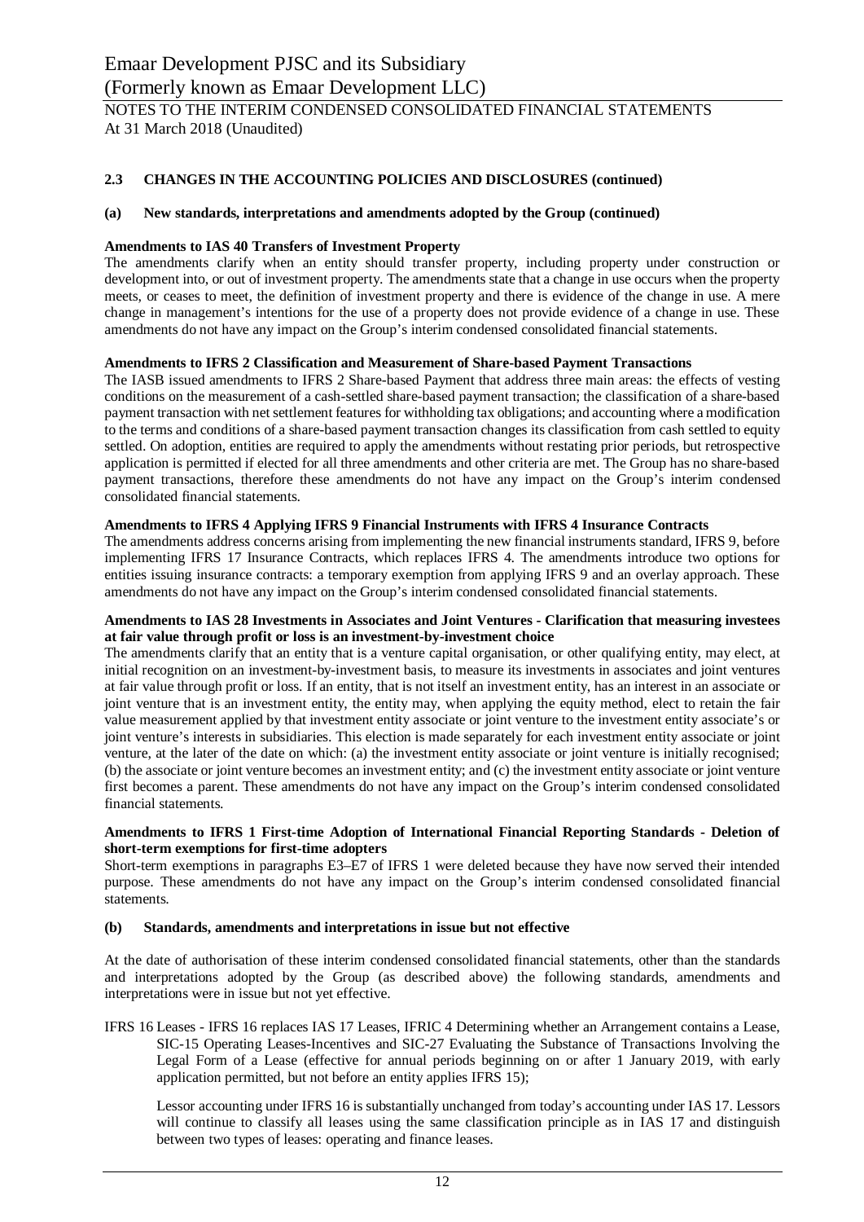## 2.3 CHANGES IN THE ACCOUNTING POLICIES AND DISCLOSURES (continued)

### (a) New standards, interpretations and amendments adopted by the Group (continued)

**Amendments to IAS 40 Transfers of Investment Property**

The amendments clarify when an entity should transfer property, including property under construction or development into, or out of investment property. The amendments state that a change in use occurs when the property meets, or ceases to meet, the definition of investment property and there is evidence of the change in use. A mere change in management's intentions for the use of a property does not provide evidence of a change in use. These amendments do not have any impact on the Group's interim condensed consolidated financial statements.

**Amendments to IFRS 2 Classification and Measurement of Share-based Payment Transactions**

The IASB issued amendments to IFRS 2 Share-based Payment that address three main areas: the effects of vesting conditions on the measurement of a cash-settled share-based payment transaction; the classification of a share-based payment transaction with net settlement features for withholding tax obligations; and accounting where a modification to the terms and conditions of a share-based payment transaction changes its classification from cash settled to equity settled. On adoption, entities are required to apply the amendments without restating prior periods, but retrospective application is permitted if elected for all three amendments and other criteria are met. The Group has no share-based payment transactions, therefore these amendments do not have any impact on the Group's interim condensed consolidated financial statements.

**Amendments to IFRS 4 Applying IFRS 9 Financial Instruments with IFRS 4 Insurance Contracts**

The amendments address concerns arising from implementing the new financial instruments standard, IFRS 9, before implementing IFRS 17 Insurance Contracts, which replaces IFRS 4. The amendments introduce two options for entities issuing insurance contracts: a temporary exemption from applying IFRS 9 and an overlay approach. These amendments do not have any impact on the Group's interim condensed consolidated financial statements.

**Amendments to IAS 28 Investments in Associates and Joint Ventures - Clarification that measuring investees at fair value through profit or loss is an investment-by-investment choice**

The amendments clarify that an entity that is a venture capital organisation, or other qualifying entity, may elect, at initial recognition on an investment-by-investment basis, to measure its investments in associates and joint ventures at fair value through profit or loss. If an entity, that is not itself an investment entity, has an interest in an associate or joint venture that is an investment entity, the entity may, when applying the equity method, elect to retain the fair value measurement applied by that investment entity associate or joint venture to the investment entity associate's or joint venture's interests in subsidiaries. This election is made separately for each investment entity associate or joint venture, at the later of the date on which: (a) the investment entity associate or joint venture is initially recognised; (b) the associate or joint venture becomes an investment entity; and (c) the investment entity associate or joint venture first becomes a parent. These amendments do not have any impact on the Group's interim condensed consolidated financial statements.

**Amendments to IFRS 1 First-time Adoption of International Financial Reporting Standards - Deletion of short-term exemptions for first-time adopters**

Short-term exemptions in paragraphs E3–E7 of IFRS 1 were deleted because they have now served their intended purpose. These amendments do not have any impact on the Group's interim condensed consolidated financial statements.

### (b) Standards, amendments and interpretations in issue but not effective

At the date of authorisation of these interim condensed consolidated financial statements, other than the standards and interpretations adopted by the Group (as described above) the following standards, amendments and interpretations were in issue but not yet effective.

IFRS 16 Leases - IFRS 16 replaces IAS 17 Leases, IFRIC 4 Determining whether an Arrangement contains a Lease, SIC-15 Operating Leases-Incentives and SIC-27 Evaluating the Substance of Transactions Involving the Legal Form of a Lease (effective for annual periods beginning on or after 1 January 2019, with early application permitted, but not before an entity applies IFRS 15);

Lessor accounting under IFRS 16 is substantially unchanged from today's accounting under IAS 17. Lessors will continue to classify all leases using the same classification principle as in IAS 17 and distinguish between two types of leases: operating and finance leases.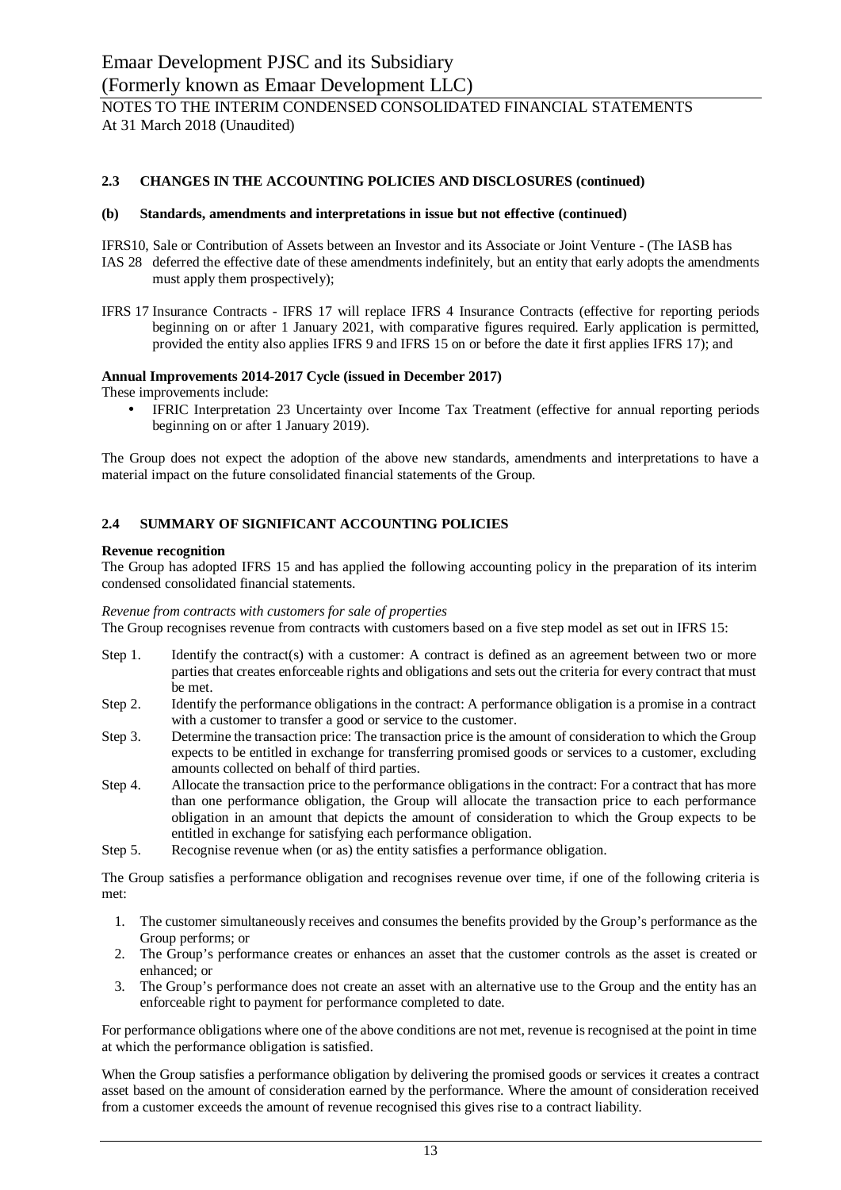## 2.3 CHANGES IN THE ACCOUNTING POLICIES AND DISCLOSURES (continued)

### (b) Standards, amendments and interpretations in issue but not effective (continued)

IFRS10, IAS 28 Sale or Contribution of Assets between an Investor and its Associate or Joint Venture - (The IASB has deferred the effective date of these amendments indefinitely, but an entity that early adopts the amendments must apply them prospectively);

IFRS 17 Insurance Contracts - IFRS 17 will replace IFRS 4 Insurance Contracts (effective for reporting periods beginning on or after 1 January 2021, with comparative figures required. Early application is permitted, provided the entity also applies IFRS 9 and IFRS 15 on or before the date it first applies IFRS 17); and

**Annual Improvements 2014-2017 Cycle (issued in December 2017)**

These improvements include:

- IFRIC Interpretation 23 Uncertainty over Income Tax Treatment (effective for annual reporting periods beginning on or after 1 January 2019).

The Group does not expect the adoption of the above new standards, amendments and interpretations to have a material impact on the future consolidated financial statements of the Group.

## 2.4 SUMMARY OF SIGNIFICANT ACCOUNTING POLICIES

**Revenue recognition**

The Group has adopted IFRS 15 and has applied the following accounting policy in the preparation of its interim condensed consolidated financial statements.

*Revenue from contracts with customers for sale of properties*

The Group recognises revenue from contracts with customers based on a five step model as set out in IFRS 15:

Step 1. Identify the contract(s) with a customer: A contract is defined as an agreement between two or more parties that creates enforceable rights and obligations and sets out the criteria for every contract that must be met.

Step 2. Identify the performance obligations in the contract: A performance obligation is a promise in a contract with a customer to transfer a good or service to the customer.

Step 3. Determine the transaction price: The transaction price is the amount of consideration to which the Group expects to be entitled in exchange for transferring promised goods or services to a customer, excluding amounts collected on behalf of third parties.

Step 4. Allocate the transaction price to the performance obligations in the contract: For a contract that has more than one performance obligation, the Group will allocate the transaction price to each performance obligation in an amount that depicts the amount of consideration to which the Group expects to be entitled in exchange for satisfying each performance obligation.

Step 5. Recognise revenue when (or as) the entity satisfies a performance obligation.

The Group satisfies a performance obligation and recognises revenue over time, if one of the following criteria is met:

1. The customer simultaneously receives and consumes the benefits provided by the Group's performance as the Group performs; or
2. The Group's performance creates or enhances an asset that the customer controls as the asset is created or enhanced; or
3. The Group's performance does not create an asset with an alternative use to the Group and the entity has an enforceable right to payment for performance completed to date.

For performance obligations where one of the above conditions are not met, revenue is recognised at the point in time at which the performance obligation is satisfied.

When the Group satisfies a performance obligation by delivering the promised goods or services it creates a contract asset based on the amount of consideration earned by the performance. Where the amount of consideration received from a customer exceeds the amount of revenue recognised this gives rise to a contract liability.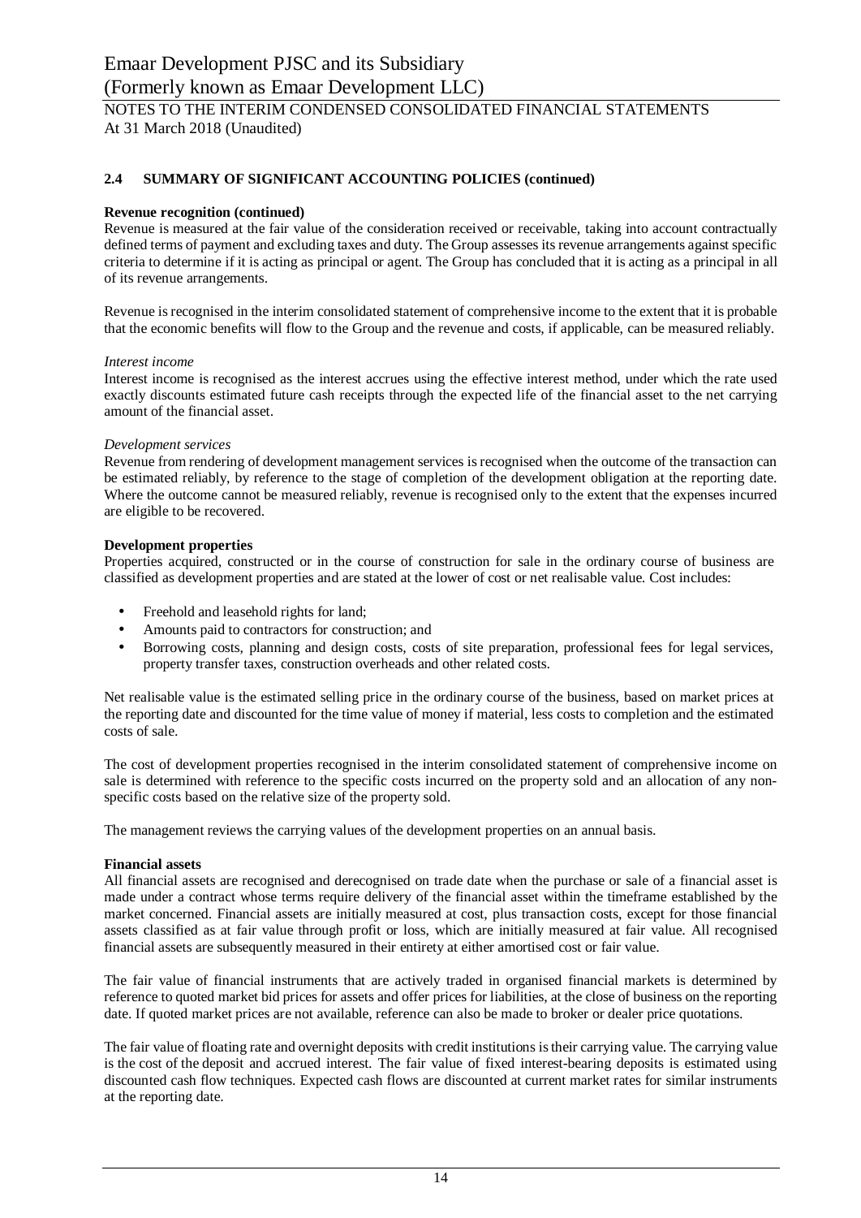## 2.4 SUMMARY OF SIGNIFICANT ACCOUNTING POLICIES (continued)

**Revenue recognition (continued)**

Revenue is measured at the fair value of the consideration received or receivable, taking into account contractually defined terms of payment and excluding taxes and duty. The Group assesses its revenue arrangements against specific criteria to determine if it is acting as principal or agent. The Group has concluded that it is acting as a principal in all of its revenue arrangements.

Revenue is recognised in the interim consolidated statement of comprehensive income to the extent that it is probable that the economic benefits will flow to the Group and the revenue and costs, if applicable, can be measured reliably.

*Interest income*

Interest income is recognised as the interest accrues using the effective interest method, under which the rate used exactly discounts estimated future cash receipts through the expected life of the financial asset to the net carrying amount of the financial asset.

*Development services*

Revenue from rendering of development management services is recognised when the outcome of the transaction can be estimated reliably, by reference to the stage of completion of the development obligation at the reporting date. Where the outcome cannot be measured reliably, revenue is recognised only to the extent that the expenses incurred are eligible to be recovered.

**Development properties**

Properties acquired, constructed or in the course of construction for sale in the ordinary course of business are classified as development properties and are stated at the lower of cost or net realisable value. Cost includes:

- Freehold and leasehold rights for land;
- Amounts paid to contractors for construction; and
- Borrowing costs, planning and design costs, costs of site preparation, professional fees for legal services, property transfer taxes, construction overheads and other related costs.

Net realisable value is the estimated selling price in the ordinary course of the business, based on market prices at the reporting date and discounted for the time value of money if material, less costs to completion and the estimated costs of sale.

The cost of development properties recognised in the interim consolidated statement of comprehensive income on sale is determined with reference to the specific costs incurred on the property sold and an allocation of any non-specific costs based on the relative size of the property sold.

The management reviews the carrying values of the development properties on an annual basis.

**Financial assets**

All financial assets are recognised and derecognised on trade date when the purchase or sale of a financial asset is made under a contract whose terms require delivery of the financial asset within the timeframe established by the market concerned. Financial assets are initially measured at cost, plus transaction costs, except for those financial assets classified as at fair value through profit or loss, which are initially measured at fair value. All recognised financial assets are subsequently measured in their entirety at either amortised cost or fair value.

The fair value of financial instruments that are actively traded in organised financial markets is determined by reference to quoted market bid prices for assets and offer prices for liabilities, at the close of business on the reporting date. If quoted market prices are not available, reference can also be made to broker or dealer price quotations.

The fair value of floating rate and overnight deposits with credit institutions is their carrying value. The carrying value is the cost of the deposit and accrued interest. The fair value of fixed interest-bearing deposits is estimated using discounted cash flow techniques. Expected cash flows are discounted at current market rates for similar instruments at the reporting date.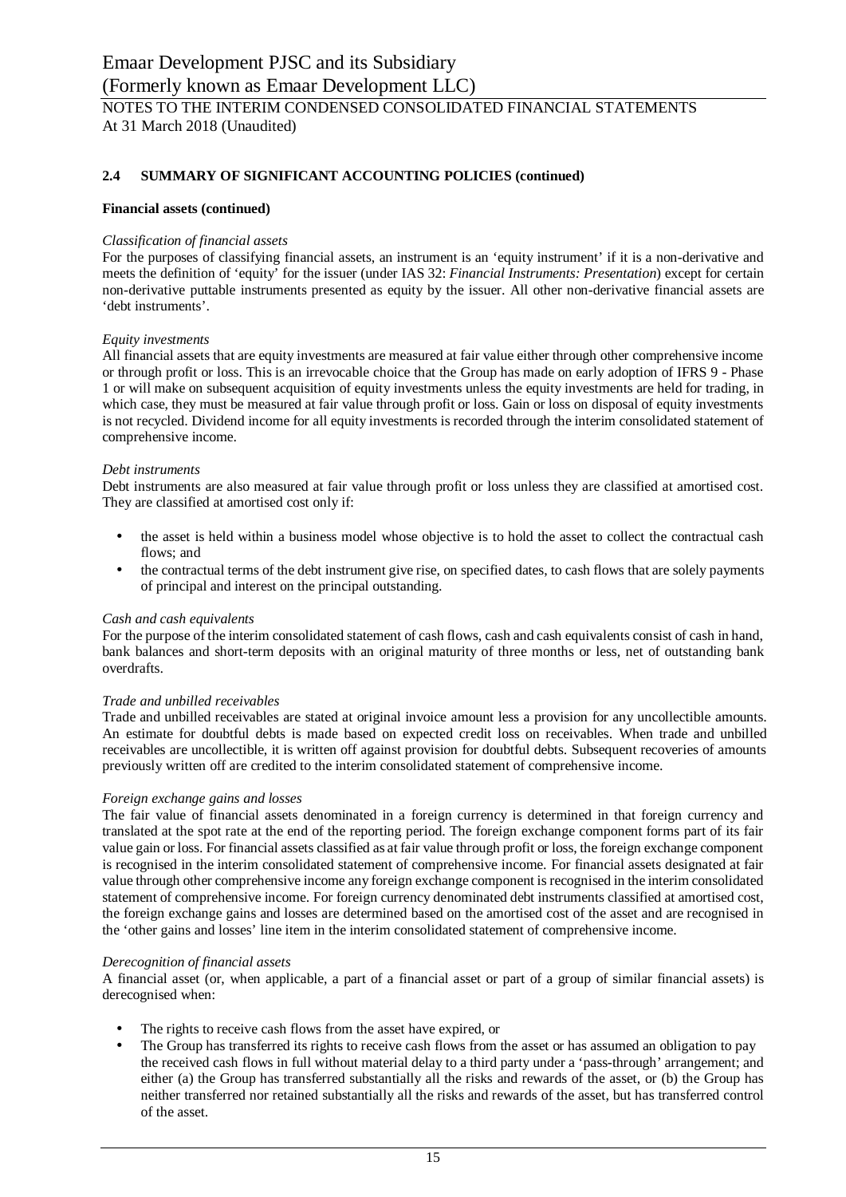### 2.4 SUMMARY OF SIGNIFICANT ACCOUNTING POLICIES (continued)

**Financial assets (continued)**

*Classification of financial assets*

For the purposes of classifying financial assets, an instrument is an 'equity instrument' if it is a non-derivative and meets the definition of 'equity' for the issuer (under IAS 32: *Financial Instruments: Presentation*) except for certain non-derivative puttable instruments presented as equity by the issuer. All other non-derivative financial assets are 'debt instruments'.

*Equity investments*

All financial assets that are equity investments are measured at fair value either through other comprehensive income or through profit or loss. This is an irrevocable choice that the Group has made on early adoption of IFRS 9 - Phase 1 or will make on subsequent acquisition of equity investments unless the equity investments are held for trading, in which case, they must be measured at fair value through profit or loss. Gain or loss on disposal of equity investments is not recycled. Dividend income for all equity investments is recorded through the interim consolidated statement of comprehensive income.

*Debt instruments*

Debt instruments are also measured at fair value through profit or loss unless they are classified at amortised cost. They are classified at amortised cost only if:

- the asset is held within a business model whose objective is to hold the asset to collect the contractual cash flows; and
- the contractual terms of the debt instrument give rise, on specified dates, to cash flows that are solely payments of principal and interest on the principal outstanding.

*Cash and cash equivalents*

For the purpose of the interim consolidated statement of cash flows, cash and cash equivalents consist of cash in hand, bank balances and short-term deposits with an original maturity of three months or less, net of outstanding bank overdrafts.

*Trade and unbilled receivables*

Trade and unbilled receivables are stated at original invoice amount less a provision for any uncollectible amounts. An estimate for doubtful debts is made based on expected credit loss on receivables. When trade and unbilled receivables are uncollectible, it is written off against provision for doubtful debts. Subsequent recoveries of amounts previously written off are credited to the interim consolidated statement of comprehensive income.

*Foreign exchange gains and losses*

The fair value of financial assets denominated in a foreign currency is determined in that foreign currency and translated at the spot rate at the end of the reporting period. The foreign exchange component forms part of its fair value gain or loss. For financial assets classified as at fair value through profit or loss, the foreign exchange component is recognised in the interim consolidated statement of comprehensive income. For financial assets designated at fair value through other comprehensive income any foreign exchange component is recognised in the interim consolidated statement of comprehensive income. For foreign currency denominated debt instruments classified at amortised cost, the foreign exchange gains and losses are determined based on the amortised cost of the asset and are recognised in the 'other gains and losses' line item in the interim consolidated statement of comprehensive income.

*Derecognition of financial assets*

A financial asset (or, when applicable, a part of a financial asset or part of a group of similar financial assets) is derecognised when:

- The rights to receive cash flows from the asset have expired, or
- The Group has transferred its rights to receive cash flows from the asset or has assumed an obligation to pay the received cash flows in full without material delay to a third party under a 'pass-through' arrangement; and either (a) the Group has transferred substantially all the risks and rewards of the asset, or (b) the Group has neither transferred nor retained substantially all the risks and rewards of the asset, but has transferred control of the asset.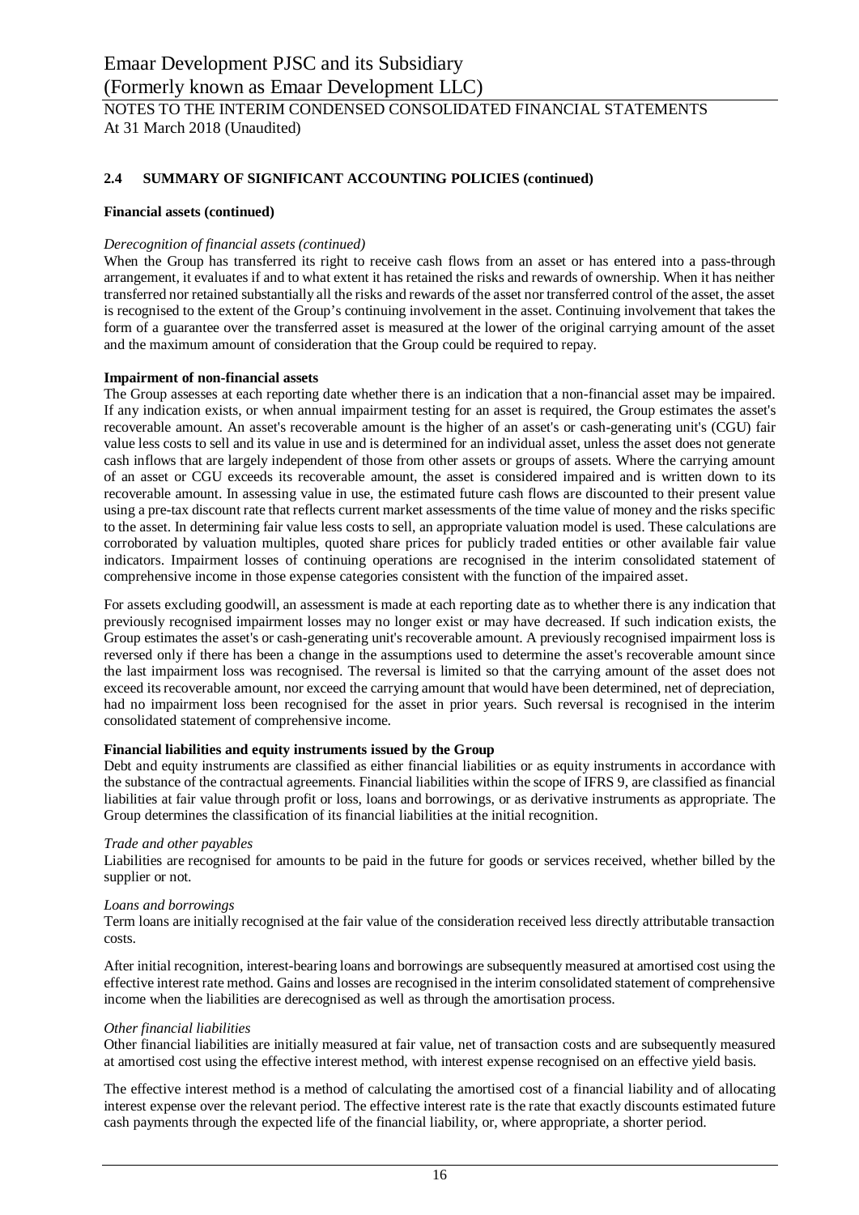## 2.4 SUMMARY OF SIGNIFICANT ACCOUNTING POLICIES (continued)

**Financial assets (continued)**

*Derecognition of financial assets (continued)*

When the Group has transferred its right to receive cash flows from an asset or has entered into a pass-through arrangement, it evaluates if and to what extent it has retained the risks and rewards of ownership. When it has neither transferred nor retained substantially all the risks and rewards of the asset nor transferred control of the asset, the asset is recognised to the extent of the Group's continuing involvement in the asset. Continuing involvement that takes the form of a guarantee over the transferred asset is measured at the lower of the original carrying amount of the asset and the maximum amount of consideration that the Group could be required to repay.

**Impairment of non-financial assets**

The Group assesses at each reporting date whether there is an indication that a non-financial asset may be impaired. If any indication exists, or when annual impairment testing for an asset is required, the Group estimates the asset's recoverable amount. An asset's recoverable amount is the higher of an asset's or cash-generating unit's (CGU) fair value less costs to sell and its value in use and is determined for an individual asset, unless the asset does not generate cash inflows that are largely independent of those from other assets or groups of assets. Where the carrying amount of an asset or CGU exceeds its recoverable amount, the asset is considered impaired and is written down to its recoverable amount. In assessing value in use, the estimated future cash flows are discounted to their present value using a pre-tax discount rate that reflects current market assessments of the time value of money and the risks specific to the asset. In determining fair value less costs to sell, an appropriate valuation model is used. These calculations are corroborated by valuation multiples, quoted share prices for publicly traded entities or other available fair value indicators. Impairment losses of continuing operations are recognised in the interim consolidated statement of comprehensive income in those expense categories consistent with the function of the impaired asset.

For assets excluding goodwill, an assessment is made at each reporting date as to whether there is any indication that previously recognised impairment losses may no longer exist or may have decreased. If such indication exists, the Group estimates the asset's or cash-generating unit's recoverable amount. A previously recognised impairment loss is reversed only if there has been a change in the assumptions used to determine the asset's recoverable amount since the last impairment loss was recognised. The reversal is limited so that the carrying amount of the asset does not exceed its recoverable amount, nor exceed the carrying amount that would have been determined, net of depreciation, had no impairment loss been recognised for the asset in prior years. Such reversal is recognised in the interim consolidated statement of comprehensive income.

**Financial liabilities and equity instruments issued by the Group**

Debt and equity instruments are classified as either financial liabilities or as equity instruments in accordance with the substance of the contractual agreements. Financial liabilities within the scope of IFRS 9, are classified as financial liabilities at fair value through profit or loss, loans and borrowings, or as derivative instruments as appropriate. The Group determines the classification of its financial liabilities at the initial recognition.

*Trade and other payables*

Liabilities are recognised for amounts to be paid in the future for goods or services received, whether billed by the supplier or not.

*Loans and borrowings*

Term loans are initially recognised at the fair value of the consideration received less directly attributable transaction costs.

After initial recognition, interest-bearing loans and borrowings are subsequently measured at amortised cost using the effective interest rate method. Gains and losses are recognised in the interim consolidated statement of comprehensive income when the liabilities are derecognised as well as through the amortisation process.

*Other financial liabilities*

Other financial liabilities are initially measured at fair value, net of transaction costs and are subsequently measured at amortised cost using the effective interest method, with interest expense recognised on an effective yield basis.

The effective interest method is a method of calculating the amortised cost of a financial liability and of allocating interest expense over the relevant period. The effective interest rate is the rate that exactly discounts estimated future cash payments through the expected life of the financial liability, or, where appropriate, a shorter period.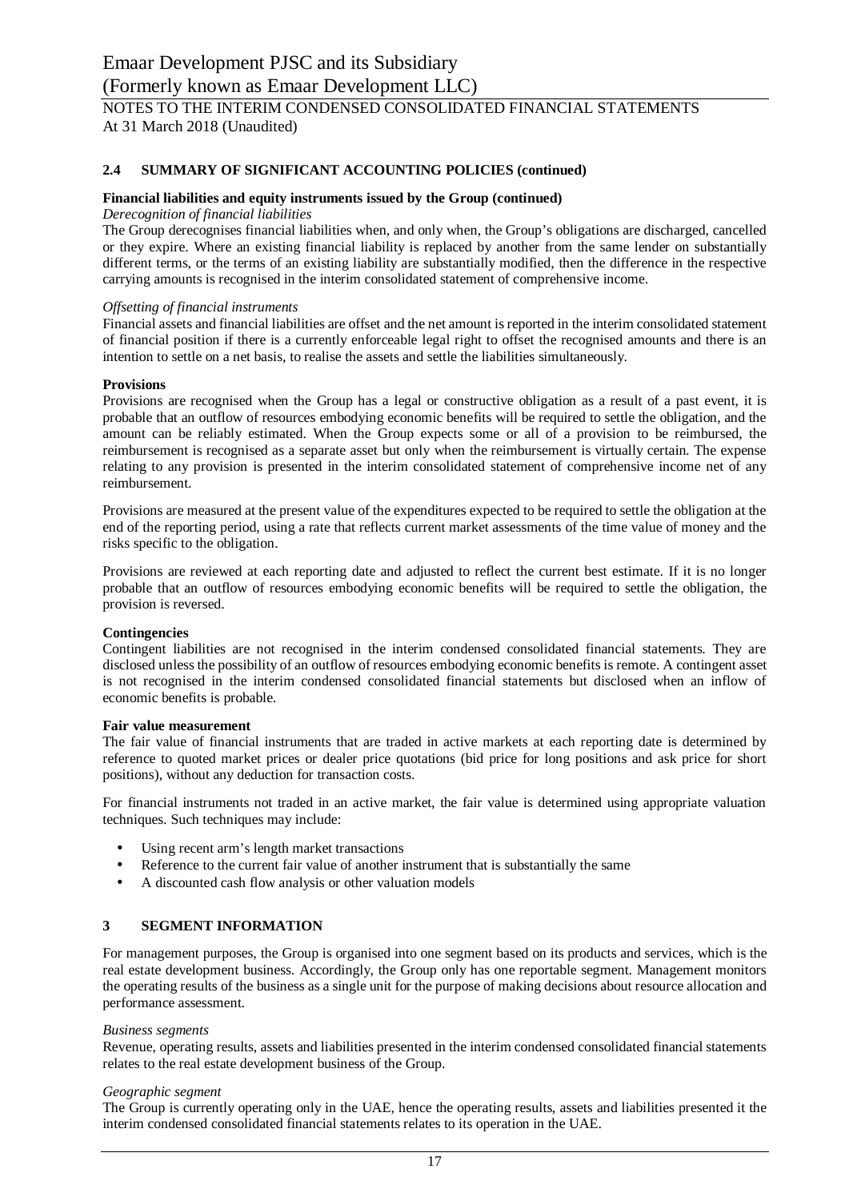## 2.4 SUMMARY OF SIGNIFICANT ACCOUNTING POLICIES (continued)

**Financial liabilities and equity instruments issued by the Group (continued)**

*Derecognition of financial liabilities*

The Group derecognises financial liabilities when, and only when, the Group's obligations are discharged, cancelled or they expire. Where an existing financial liability is replaced by another from the same lender on substantially different terms, or the terms of an existing liability are substantially modified, then the difference in the respective carrying amounts is recognised in the interim consolidated statement of comprehensive income.

*Offsetting of financial instruments*

Financial assets and financial liabilities are offset and the net amount is reported in the interim consolidated statement of financial position if there is a currently enforceable legal right to offset the recognised amounts and there is an intention to settle on a net basis, to realise the assets and settle the liabilities simultaneously.

**Provisions**

Provisions are recognised when the Group has a legal or constructive obligation as a result of a past event, it is probable that an outflow of resources embodying economic benefits will be required to settle the obligation, and the amount can be reliably estimated. When the Group expects some or all of a provision to be reimbursed, the reimbursement is recognised as a separate asset but only when the reimbursement is virtually certain. The expense relating to any provision is presented in the interim consolidated statement of comprehensive income net of any reimbursement.

Provisions are measured at the present value of the expenditures expected to be required to settle the obligation at the end of the reporting period, using a rate that reflects current market assessments of the time value of money and the risks specific to the obligation.

Provisions are reviewed at each reporting date and adjusted to reflect the current best estimate. If it is no longer probable that an outflow of resources embodying economic benefits will be required to settle the obligation, the provision is reversed.

**Contingencies**

Contingent liabilities are not recognised in the interim condensed consolidated financial statements. They are disclosed unless the possibility of an outflow of resources embodying economic benefits is remote. A contingent asset is not recognised in the interim condensed consolidated financial statements but disclosed when an inflow of economic benefits is probable.

**Fair value measurement**

The fair value of financial instruments that are traded in active markets at each reporting date is determined by reference to quoted market prices or dealer price quotations (bid price for long positions and ask price for short positions), without any deduction for transaction costs.

For financial instruments not traded in an active market, the fair value is determined using appropriate valuation techniques. Such techniques may include:

- Using recent arm's length market transactions
- Reference to the current fair value of another instrument that is substantially the same
- A discounted cash flow analysis or other valuation models

## 3 SEGMENT INFORMATION

For management purposes, the Group is organised into one segment based on its products and services, which is the real estate development business. Accordingly, the Group only has one reportable segment. Management monitors the operating results of the business as a single unit for the purpose of making decisions about resource allocation and performance assessment.

*Business segments*

Revenue, operating results, assets and liabilities presented in the interim condensed consolidated financial statements relates to the real estate development business of the Group.

*Geographic segment*

The Group is currently operating only in the UAE, hence the operating results, assets and liabilities presented it the interim condensed consolidated financial statements relates to its operation in the UAE.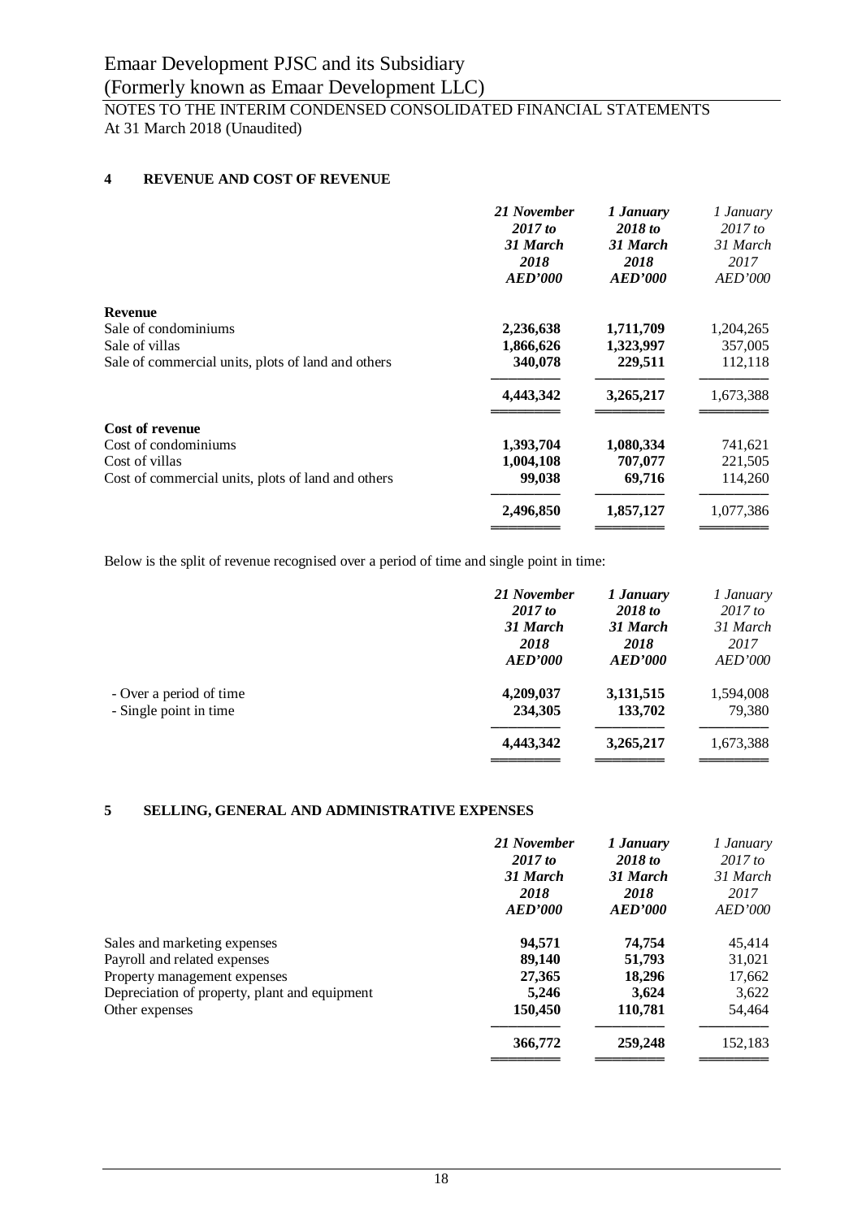## 4 REVENUE AND COST OF REVENUE

| | *21 November 2017 to 31 March 2018 AED'000* | *1 January 2018 to 31 March 2018 AED'000* | *1 January 2017 to 31 March 2017 AED'000* |
|---|---|---|---|
| **Revenue** | | | |
| Sale of condominiums | **2,236,638** | **1,711,709** | 1,204,265 |
| Sale of villas | **1,866,626** | **1,323,997** | 357,005 |
| Sale of commercial units, plots of land and others | **340,078** | **229,511** | 112,118 |
| | **4,443,342** | **3,265,217** | 1,673,388 |
| **Cost of revenue** | | | |
| Cost of condominiums | **1,393,704** | **1,080,334** | 741,621 |
| Cost of villas | **1,004,108** | **707,077** | 221,505 |
| Cost of commercial units, plots of land and others | **99,038** | **69,716** | 114,260 |
| | **2,496,850** | **1,857,127** | 1,077,386 |

Below is the split of revenue recognised over a period of time and single point in time:

| | *21 November 2017 to 31 March 2018 AED'000* | *1 January 2018 to 31 March 2018 AED'000* | *1 January 2017 to 31 March 2017 AED'000* |
|---|---|---|---|
| - Over a period of time | **4,209,037** | **3,131,515** | 1,594,008 |
| - Single point in time | **234,305** | **133,702** | 79,380 |
| | **4,443,342** | **3,265,217** | 1,673,388 |

## 5 SELLING, GENERAL AND ADMINISTRATIVE EXPENSES

| | *21 November 2017 to 31 March 2018 AED'000* | *1 January 2018 to 31 March 2018 AED'000* | *1 January 2017 to 31 March 2017 AED'000* |
|---|---|---|---|
| Sales and marketing expenses | **94,571** | **74,754** | 45,414 |
| Payroll and related expenses | **89,140** | **51,793** | 31,021 |
| Property management expenses | **27,365** | **18,296** | 17,662 |
| Depreciation of property, plant and equipment | **5,246** | **3,624** | 3,622 |
| Other expenses | **150,450** | **110,781** | 54,464 |
| | **366,772** | **259,248** | 152,183 |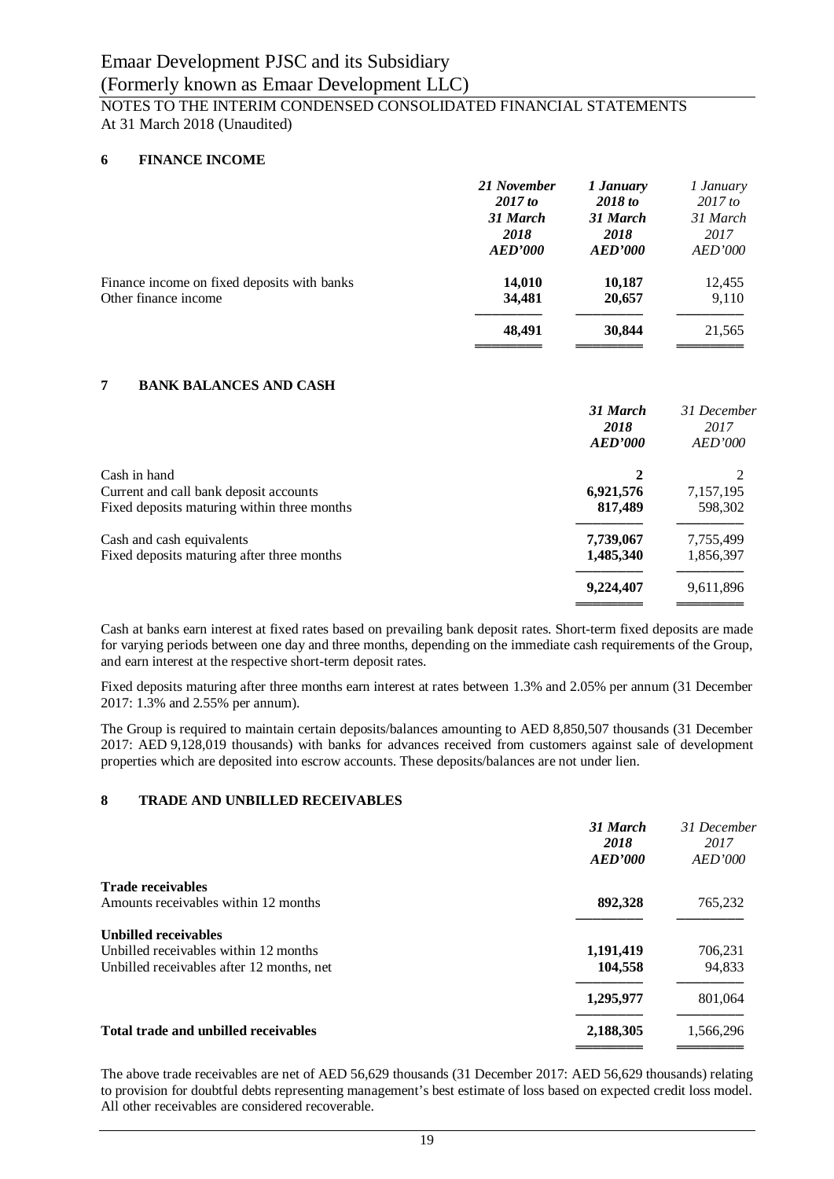## 6 FINANCE INCOME

| | 21 November 2017 to 31 March 2018 AED'000 | 1 January 2018 to 31 March 2018 AED'000 | 1 January 2017 to 31 March 2017 AED'000 |
|---|---|---|---|
| Finance income on fixed deposits with banks | **14,010** | **10,187** | 12,455 |
| Other finance income | **34,481** | **20,657** | 9,110 |
| | **48,491** | **30,844** | 21,565 |

## 7 BANK BALANCES AND CASH

| | 31 March 2018 AED'000 | 31 December 2017 AED'000 |
|---|---|---|
| Cash in hand | **2** | 2 |
| Current and call bank deposit accounts | **6,921,576** | 7,157,195 |
| Fixed deposits maturing within three months | **817,489** | 598,302 |
| Cash and cash equivalents | **7,739,067** | 7,755,499 |
| Fixed deposits maturing after three months | **1,485,340** | 1,856,397 |
| | **9,224,407** | 9,611,896 |

Cash at banks earn interest at fixed rates based on prevailing bank deposit rates. Short-term fixed deposits are made for varying periods between one day and three months, depending on the immediate cash requirements of the Group, and earn interest at the respective short-term deposit rates.

Fixed deposits maturing after three months earn interest at rates between 1.3% and 2.05% per annum (31 December 2017: 1.3% and 2.55% per annum).

The Group is required to maintain certain deposits/balances amounting to AED 8,850,507 thousands (31 December 2017: AED 9,128,019 thousands) with banks for advances received from customers against sale of development properties which are deposited into escrow accounts. These deposits/balances are not under lien.

## 8 TRADE AND UNBILLED RECEIVABLES

| | 31 March 2018 AED'000 | 31 December 2017 AED'000 |
|---|---|---|
| **Trade receivables** | | |
| Amounts receivables within 12 months | **892,328** | 765,232 |
| **Unbilled receivables** | | |
| Unbilled receivables within 12 months | **1,191,419** | 706,231 |
| Unbilled receivables after 12 months, net | **104,558** | 94,833 |
| | **1,295,977** | 801,064 |
| **Total trade and unbilled receivables** | **2,188,305** | 1,566,296 |

The above trade receivables are net of AED 56,629 thousands (31 December 2017: AED 56,629 thousands) relating to provision for doubtful debts representing management's best estimate of loss based on expected credit loss model. All other receivables are considered recoverable.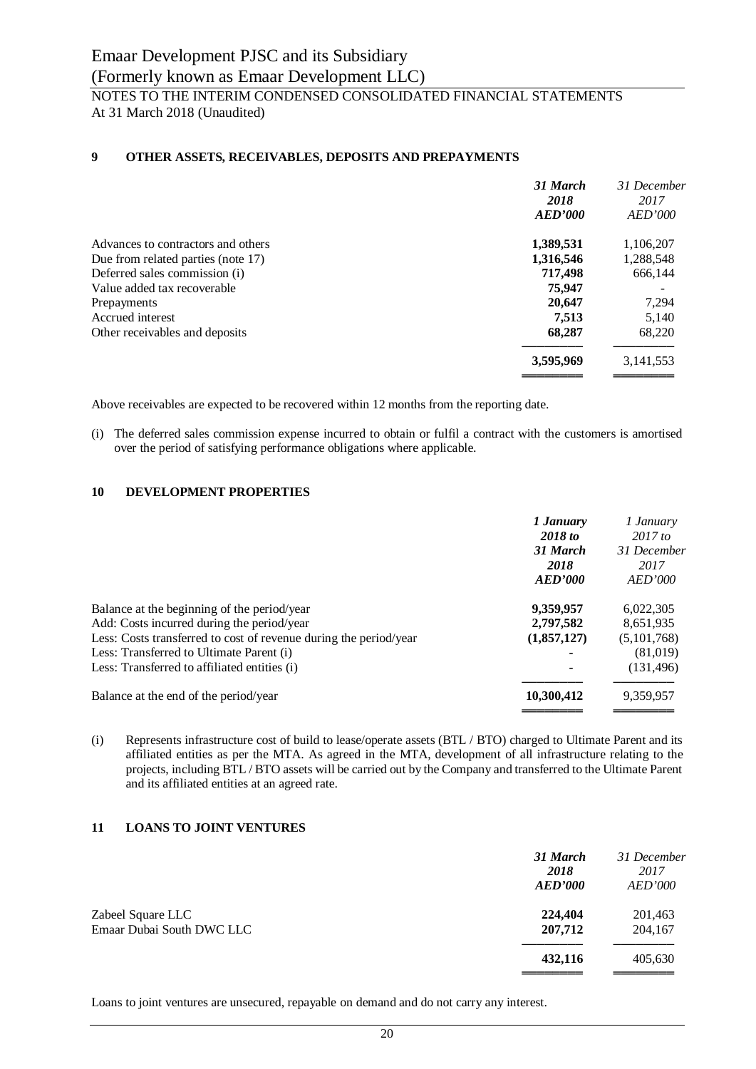## 9 OTHER ASSETS, RECEIVABLES, DEPOSITS AND PREPAYMENTS

| | *31 March 2018 AED'000* | *31 December 2017 AED'000* |
|---|---|---|
| Advances to contractors and others | **1,389,531** | 1,106,207 |
| Due from related parties (note 17) | **1,316,546** | 1,288,548 |
| Deferred sales commission (i) | **717,498** | 666,144 |
| Value added tax recoverable | **75,947** | - |
| Prepayments | **20,647** | 7,294 |
| Accrued interest | **7,513** | 5,140 |
| Other receivables and deposits | **68,287** | 68,220 |
| | **3,595,969** | 3,141,553 |

Above receivables are expected to be recovered within 12 months from the reporting date.

(i) The deferred sales commission expense incurred to obtain or fulfil a contract with the customers is amortised over the period of satisfying performance obligations where applicable.

## 10 DEVELOPMENT PROPERTIES

| | *1 January 2018 to 31 March 2018 AED'000* | *1 January 2017 to 31 December 2017 AED'000* |
|---|---|---|
| Balance at the beginning of the period/year | **9,359,957** | 6,022,305 |
| Add: Costs incurred during the period/year | **2,797,582** | 8,651,935 |
| Less: Costs transferred to cost of revenue during the period/year | **(1,857,127)** | (5,101,768) |
| Less: Transferred to Ultimate Parent (i) | **-** | (81,019) |
| Less: Transferred to affiliated entities (i) | **-** | (131,496) |
| Balance at the end of the period/year | **10,300,412** | 9,359,957 |

(i) Represents infrastructure cost of build to lease/operate assets (BTL / BTO) charged to Ultimate Parent and its affiliated entities as per the MTA. As agreed in the MTA, development of all infrastructure relating to the projects, including BTL / BTO assets will be carried out by the Company and transferred to the Ultimate Parent and its affiliated entities at an agreed rate.

## 11 LOANS TO JOINT VENTURES

| | *31 March 2018 AED'000* | *31 December 2017 AED'000* |
|---|---|---|
| Zabeel Square LLC | **224,404** | 201,463 |
| Emaar Dubai South DWC LLC | **207,712** | 204,167 |
| | **432,116** | 405,630 |

Loans to joint ventures are unsecured, repayable on demand and do not carry any interest.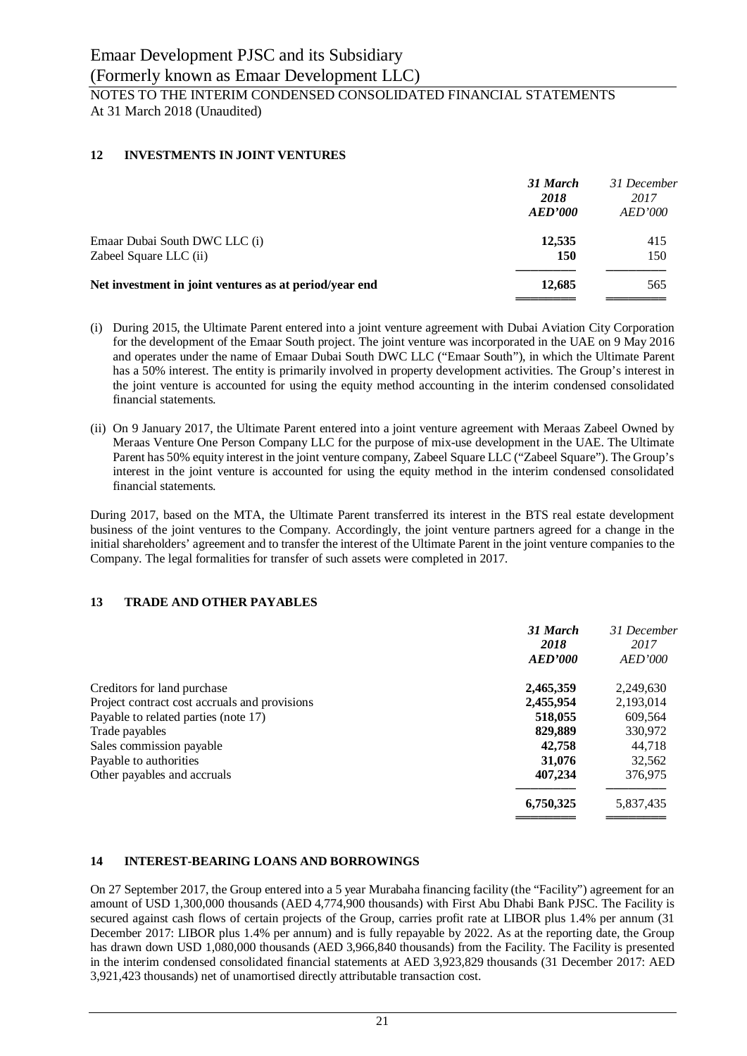## 12 INVESTMENTS IN JOINT VENTURES

| | *31 March 2018* *AED'000* | *31 December 2017* *AED'000* |
|---|---|---|
| Emaar Dubai South DWC LLC (i) | **12,535** | 415 |
| Zabeel Square LLC (ii) | **150** | 150 |
| **Net investment in joint ventures as at period/year end** | **12,685** | 565 |

(i) During 2015, the Ultimate Parent entered into a joint venture agreement with Dubai Aviation City Corporation for the development of the Emaar South project. The joint venture was incorporated in the UAE on 9 May 2016 and operates under the name of Emaar Dubai South DWC LLC ("Emaar South"), in which the Ultimate Parent has a 50% interest. The entity is primarily involved in property development activities. The Group's interest in the joint venture is accounted for using the equity method accounting in the interim condensed consolidated financial statements.

(ii) On 9 January 2017, the Ultimate Parent entered into a joint venture agreement with Meraas Zabeel Owned by Meraas Venture One Person Company LLC for the purpose of mix-use development in the UAE. The Ultimate Parent has 50% equity interest in the joint venture company, Zabeel Square LLC ("Zabeel Square"). The Group's interest in the joint venture is accounted for using the equity method in the interim condensed consolidated financial statements.

During 2017, based on the MTA, the Ultimate Parent transferred its interest in the BTS real estate development business of the joint ventures to the Company. Accordingly, the joint venture partners agreed for a change in the initial shareholders' agreement and to transfer the interest of the Ultimate Parent in the joint venture companies to the Company. The legal formalities for transfer of such assets were completed in 2017.

## 13 TRADE AND OTHER PAYABLES

| | *31 March 2018* *AED'000* | *31 December 2017* *AED'000* |
|---|---|---|
| Creditors for land purchase | **2,465,359** | 2,249,630 |
| Project contract cost accruals and provisions | **2,455,954** | 2,193,014 |
| Payable to related parties (note 17) | **518,055** | 609,564 |
| Trade payables | **829,889** | 330,972 |
| Sales commission payable | **42,758** | 44,718 |
| Payable to authorities | **31,076** | 32,562 |
| Other payables and accruals | **407,234** | 376,975 |
| | **6,750,325** | 5,837,435 |

## 14 INTEREST-BEARING LOANS AND BORROWINGS

On 27 September 2017, the Group entered into a 5 year Murabaha financing facility (the "Facility") agreement for an amount of USD 1,300,000 thousands (AED 4,774,900 thousands) with First Abu Dhabi Bank PJSC. The Facility is secured against cash flows of certain projects of the Group, carries profit rate at LIBOR plus 1.4% per annum (31 December 2017: LIBOR plus 1.4% per annum) and is fully repayable by 2022. As at the reporting date, the Group has drawn down USD 1,080,000 thousands (AED 3,966,840 thousands) from the Facility. The Facility is presented in the interim condensed consolidated financial statements at AED 3,923,829 thousands (31 December 2017: AED 3,921,423 thousands) net of unamortised directly attributable transaction cost.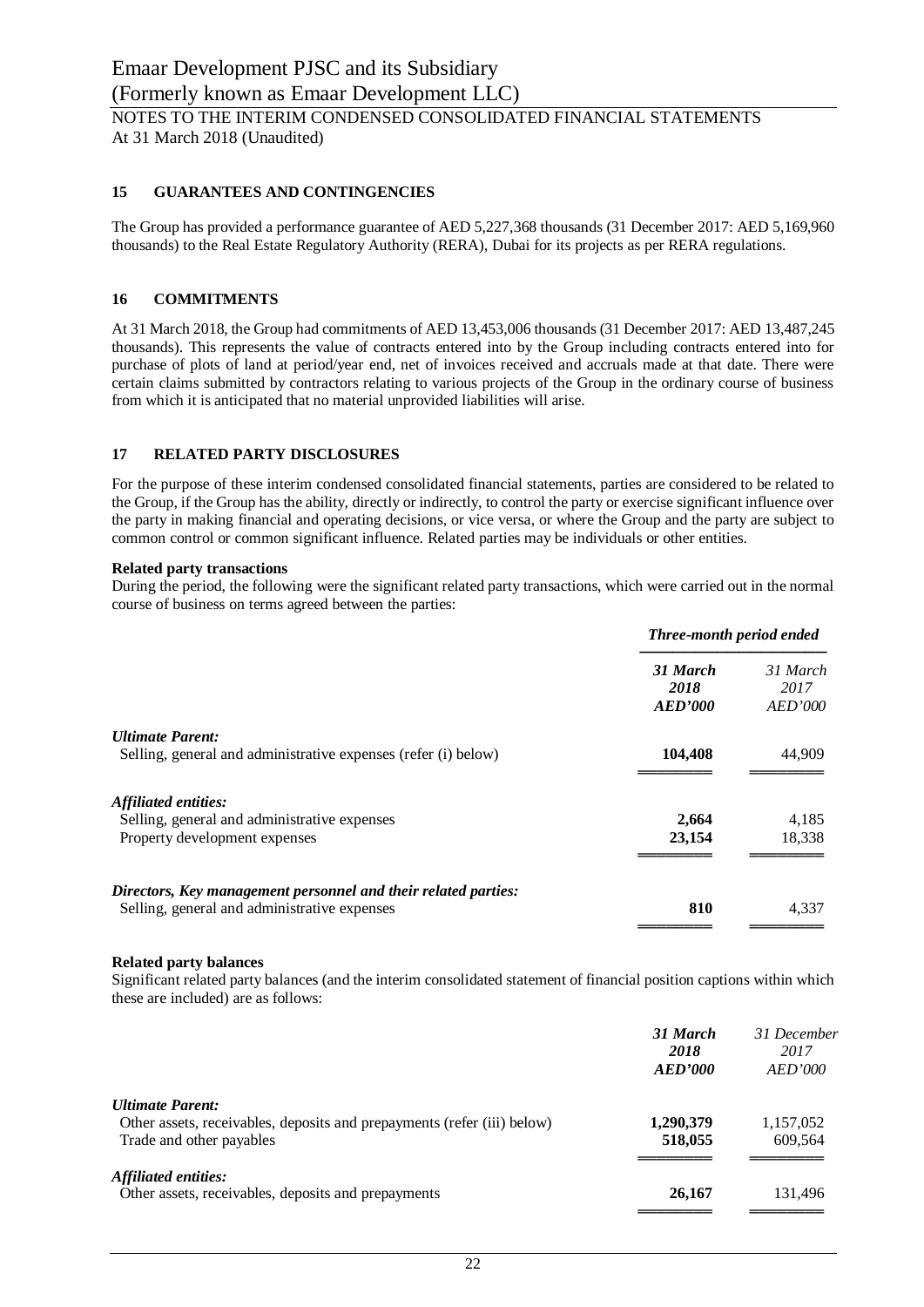## 15 GUARANTEES AND CONTINGENCIES

The Group has provided a performance guarantee of AED 5,227,368 thousands (31 December 2017: AED 5,169,960 thousands) to the Real Estate Regulatory Authority (RERA), Dubai for its projects as per RERA regulations.

## 16 COMMITMENTS

At 31 March 2018, the Group had commitments of AED 13,453,006 thousands (31 December 2017: AED 13,487,245 thousands). This represents the value of contracts entered into by the Group including contracts entered into for purchase of plots of land at period/year end, net of invoices received and accruals made at that date. There were certain claims submitted by contractors relating to various projects of the Group in the ordinary course of business from which it is anticipated that no material unprovided liabilities will arise.

## 17 RELATED PARTY DISCLOSURES

For the purpose of these interim condensed consolidated financial statements, parties are considered to be related to the Group, if the Group has the ability, directly or indirectly, to control the party or exercise significant influence over the party in making financial and operating decisions, or vice versa, or where the Group and the party are subject to common control or common significant influence. Related parties may be individuals or other entities.

**Related party transactions**

During the period, the following were the significant related party transactions, which were carried out in the normal course of business on terms agreed between the parties:

| | *Three-month period ended* | |
|---|---|---|
| | ***31 March 2018 AED'000*** | *31 March 2017 AED'000* |
| ***Ultimate Parent:*** | | |
| Selling, general and administrative expenses (refer (i) below) | **104,408** | 44,909 |
| ***Affiliated entities:*** | | |
| Selling, general and administrative expenses | **2,664** | 4,185 |
| Property development expenses | **23,154** | 18,338 |
| ***Directors, Key management personnel and their related parties:*** | | |
| Selling, general and administrative expenses | **810** | 4,337 |

**Related party balances**

Significant related party balances (and the interim consolidated statement of financial position captions within which these are included) are as follows:

| | ***31 March 2018 AED'000*** | *31 December 2017 AED'000* |
|---|---|---|
| ***Ultimate Parent:*** | | |
| Other assets, receivables, deposits and prepayments (refer (iii) below) | **1,290,379** | 1,157,052 |
| Trade and other payables | **518,055** | 609,564 |
| ***Affiliated entities:*** | | |
| Other assets, receivables, deposits and prepayments | **26,167** | 131,496 |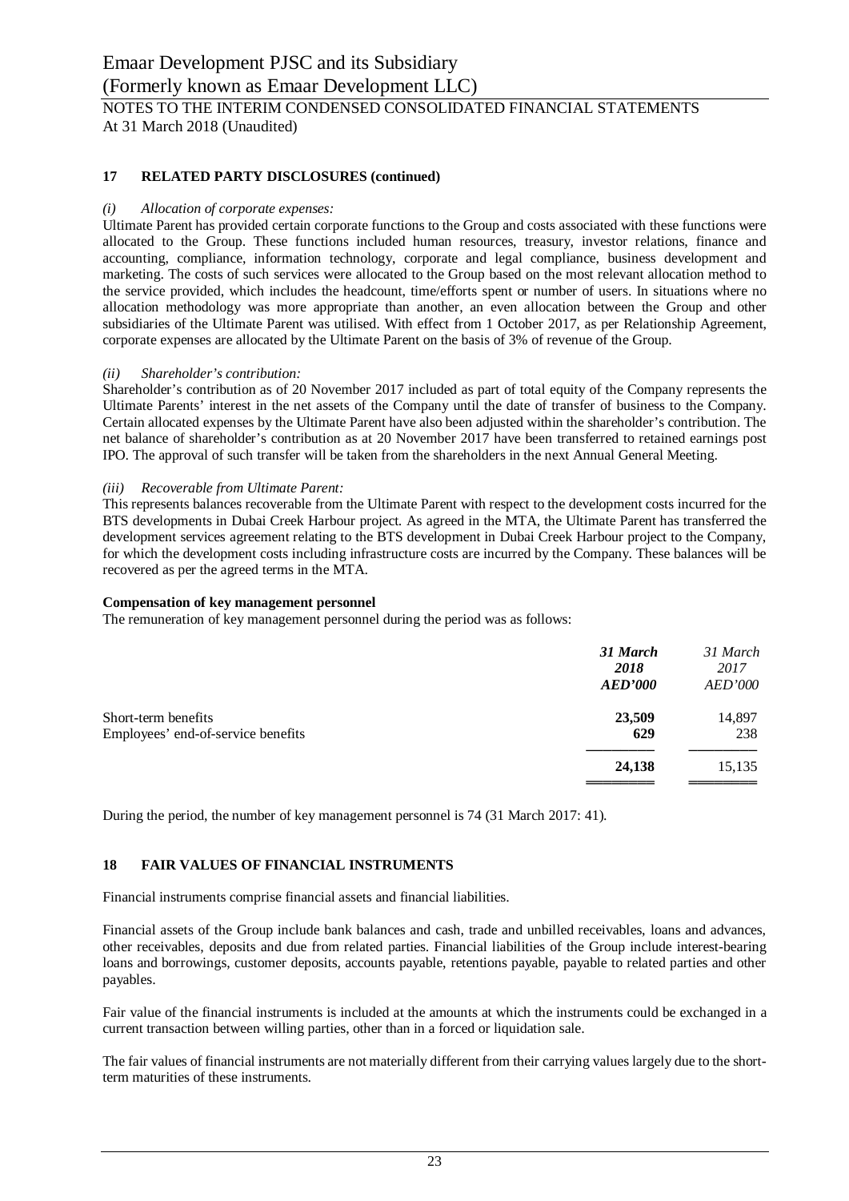## 17 RELATED PARTY DISCLOSURES (continued)

*(i) Allocation of corporate expenses:*

Ultimate Parent has provided certain corporate functions to the Group and costs associated with these functions were allocated to the Group. These functions included human resources, treasury, investor relations, finance and accounting, compliance, information technology, corporate and legal compliance, business development and marketing. The costs of such services were allocated to the Group based on the most relevant allocation method to the service provided, which includes the headcount, time/efforts spent or number of users. In situations where no allocation methodology was more appropriate than another, an even allocation between the Group and other subsidiaries of the Ultimate Parent was utilised. With effect from 1 October 2017, as per Relationship Agreement, corporate expenses are allocated by the Ultimate Parent on the basis of 3% of revenue of the Group.

*(ii) Shareholder's contribution:*

Shareholder's contribution as of 20 November 2017 included as part of total equity of the Company represents the Ultimate Parents' interest in the net assets of the Company until the date of transfer of business to the Company. Certain allocated expenses by the Ultimate Parent have also been adjusted within the shareholder's contribution. The net balance of shareholder's contribution as at 20 November 2017 have been transferred to retained earnings post IPO. The approval of such transfer will be taken from the shareholders in the next Annual General Meeting.

*(iii) Recoverable from Ultimate Parent:*

This represents balances recoverable from the Ultimate Parent with respect to the development costs incurred for the BTS developments in Dubai Creek Harbour project. As agreed in the MTA, the Ultimate Parent has transferred the development services agreement relating to the BTS development in Dubai Creek Harbour project to the Company, for which the development costs including infrastructure costs are incurred by the Company. These balances will be recovered as per the agreed terms in the MTA.

**Compensation of key management personnel**

The remuneration of key management personnel during the period was as follows:

| | ***31 March 2018 AED'000*** | *31 March 2017 AED'000* |
|---|---|---|
| Short-term benefits | **23,509** | 14,897 |
| Employees' end-of-service benefits | **629** | 238 |
| | **24,138** | 15,135 |

During the period, the number of key management personnel is 74 (31 March 2017: 41).

## 18 FAIR VALUES OF FINANCIAL INSTRUMENTS

Financial instruments comprise financial assets and financial liabilities.

Financial assets of the Group include bank balances and cash, trade and unbilled receivables, loans and advances, other receivables, deposits and due from related parties. Financial liabilities of the Group include interest-bearing loans and borrowings, customer deposits, accounts payable, retentions payable, payable to related parties and other payables.

Fair value of the financial instruments is included at the amounts at which the instruments could be exchanged in a current transaction between willing parties, other than in a forced or liquidation sale.

The fair values of financial instruments are not materially different from their carrying values largely due to the short-term maturities of these instruments.